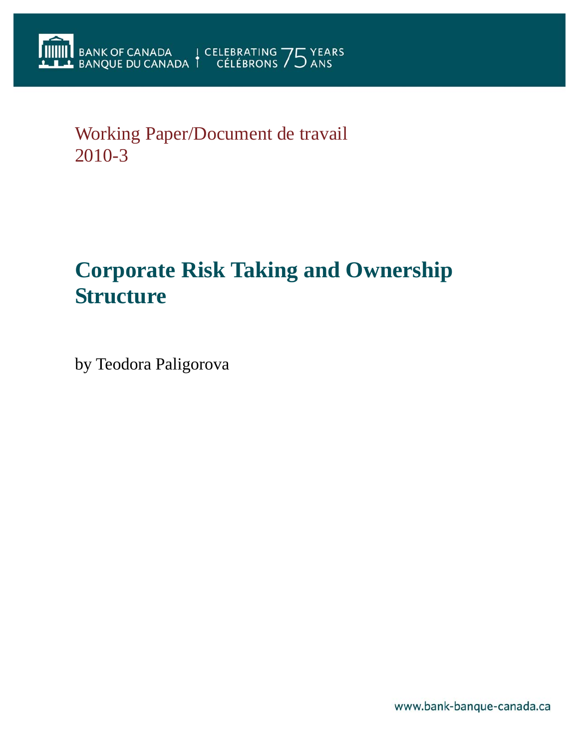BANK OF CANADA
BANQUE DU CANADA

CELEBRATING 75 YEARS
CÉLÉBRONS 75 ANS

Working Paper/Document de travail
2010-3

# Corporate Risk Taking and Ownership Structure

by Teodora Paligorova

www.bank-banque-canada.ca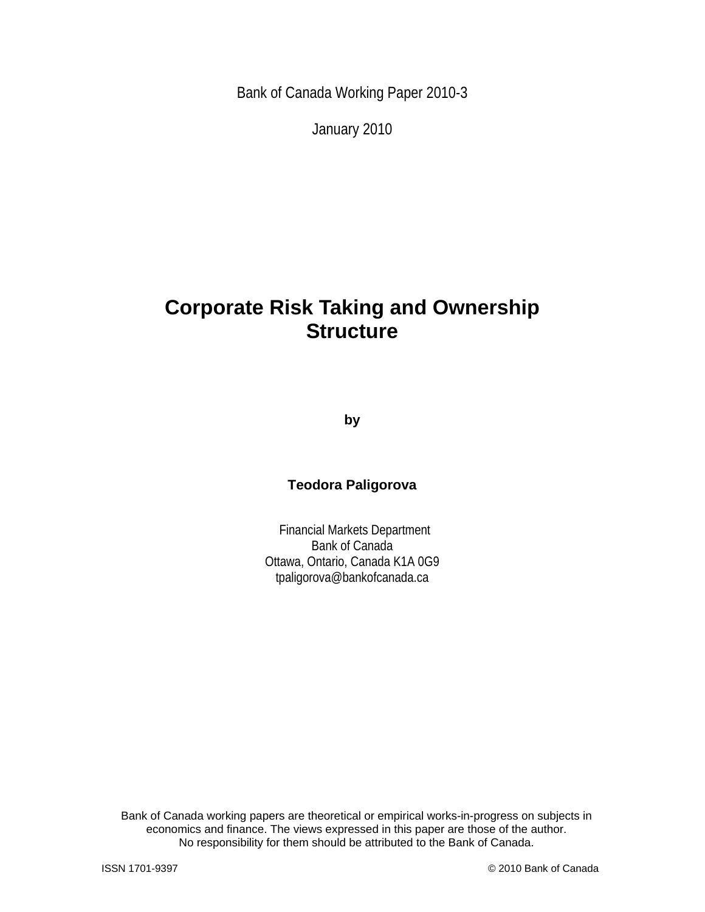Bank of Canada Working Paper 2010-3

January 2010

# Corporate Risk Taking and Ownership Structure

by

**Teodora Paligorova**

Financial Markets Department
Bank of Canada
Ottawa, Ontario, Canada K1A 0G9
tpaligorova@bankofcanada.ca

Bank of Canada working papers are theoretical or empirical works-in-progress on subjects in economics and finance. The views expressed in this paper are those of the author. No responsibility for them should be attributed to the Bank of Canada.

ISSN 1701-9397 © 2010 Bank of Canada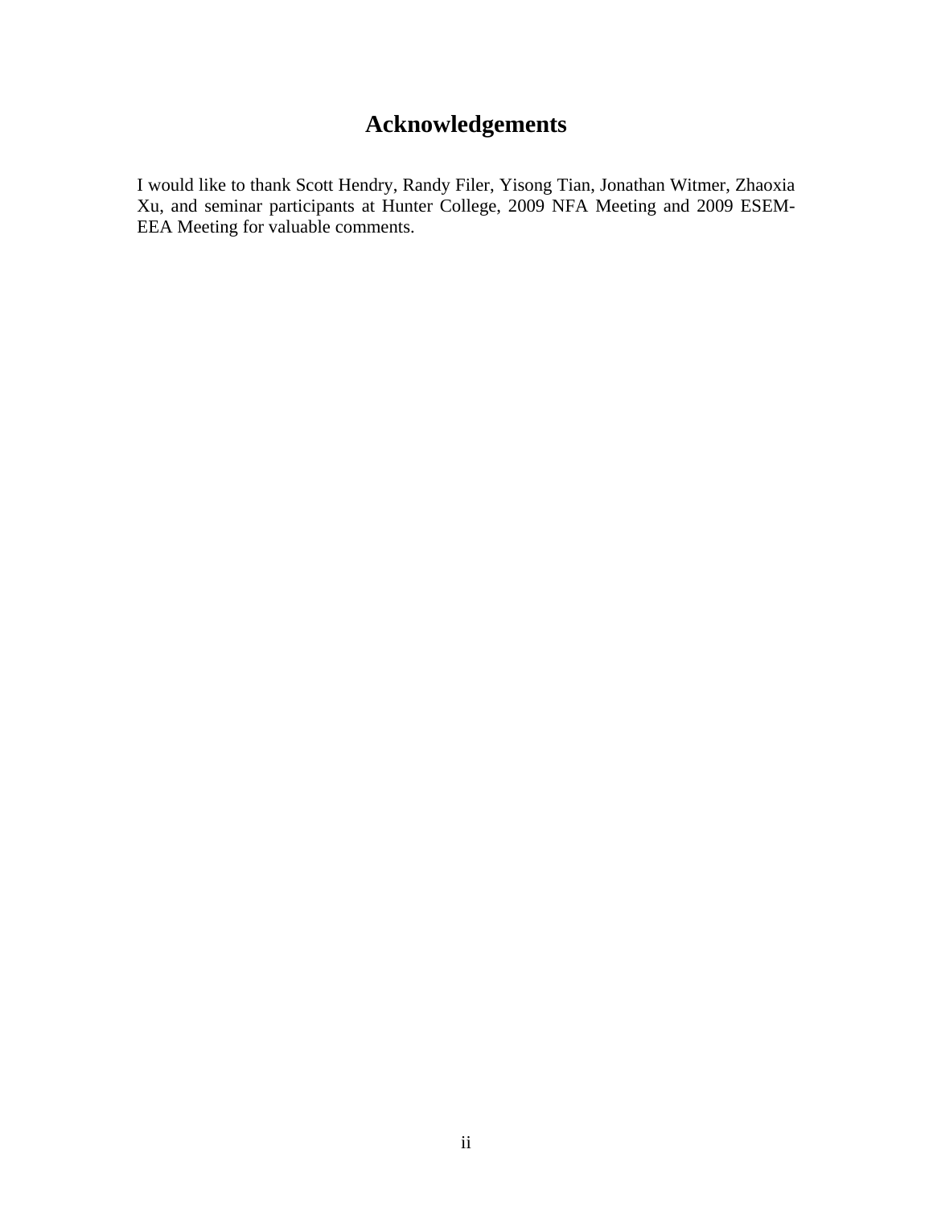# Acknowledgements

I would like to thank Scott Hendry, Randy Filer, Yisong Tian, Jonathan Witmer, Zhaoxia Xu, and seminar participants at Hunter College, 2009 NFA Meeting and 2009 ESEM-EEA Meeting for valuable comments.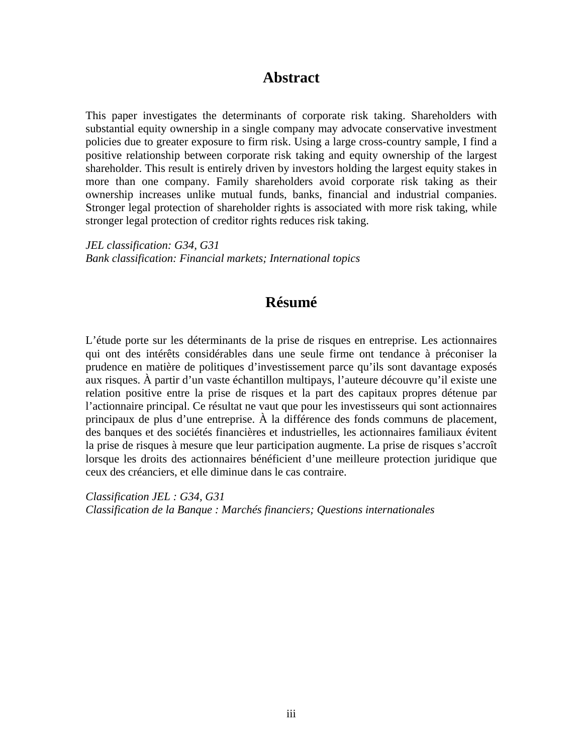## Abstract

This paper investigates the determinants of corporate risk taking. Shareholders with substantial equity ownership in a single company may advocate conservative investment policies due to greater exposure to firm risk. Using a large cross-country sample, I find a positive relationship between corporate risk taking and equity ownership of the largest shareholder. This result is entirely driven by investors holding the largest equity stakes in more than one company. Family shareholders avoid corporate risk taking as their ownership increases unlike mutual funds, banks, financial and industrial companies. Stronger legal protection of shareholder rights is associated with more risk taking, while stronger legal protection of creditor rights reduces risk taking.

*JEL classification: G34, G31*
*Bank classification: Financial markets; International topics*

## Résumé

L'étude porte sur les déterminants de la prise de risques en entreprise. Les actionnaires qui ont des intérêts considérables dans une seule firme ont tendance à préconiser la prudence en matière de politiques d'investissement parce qu'ils sont davantage exposés aux risques. À partir d'un vaste échantillon multipays, l'auteure découvre qu'il existe une relation positive entre la prise de risques et la part des capitaux propres détenue par l'actionnaire principal. Ce résultat ne vaut que pour les investisseurs qui sont actionnaires principaux de plus d'une entreprise. À la différence des fonds communs de placement, des banques et des sociétés financières et industrielles, les actionnaires familiaux évitent la prise de risques à mesure que leur participation augmente. La prise de risques s'accroît lorsque les droits des actionnaires bénéficient d'une meilleure protection juridique que ceux des créanciers, et elle diminue dans le cas contraire.

*Classification JEL : G34, G31*
*Classification de la Banque : Marchés financiers; Questions internationales*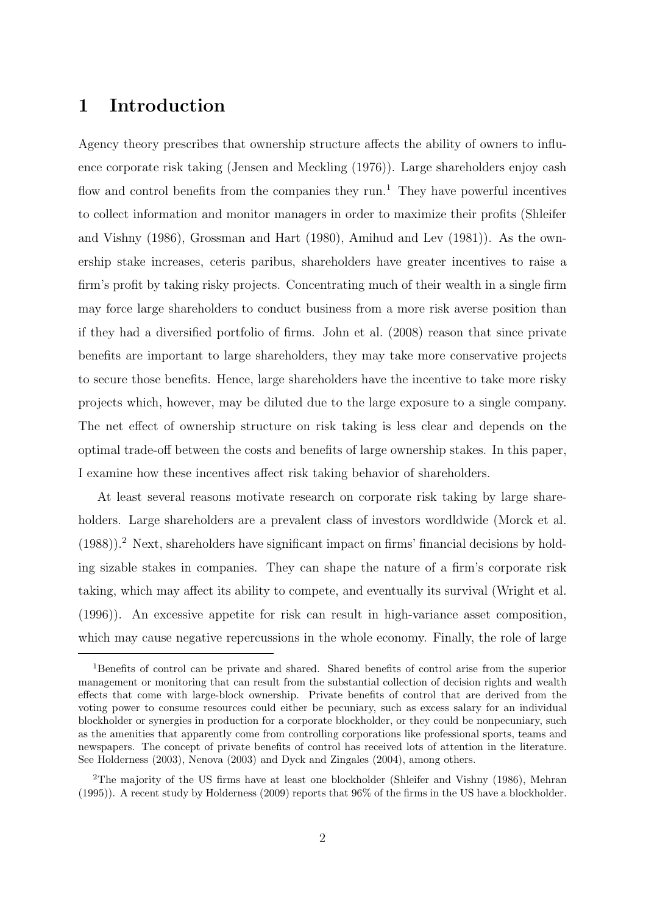# 1 Introduction

Agency theory prescribes that ownership structure affects the ability of owners to influence corporate risk taking (Jensen and Meckling (1976)). Large shareholders enjoy cash flow and control benefits from the companies they run.[1] They have powerful incentives to collect information and monitor managers in order to maximize their profits (Shleifer and Vishny (1986), Grossman and Hart (1980), Amihud and Lev (1981)). As the ownership stake increases, ceteris paribus, shareholders have greater incentives to raise a firm's profit by taking risky projects. Concentrating much of their wealth in a single firm may force large shareholders to conduct business from a more risk averse position than if they had a diversified portfolio of firms. John et al. (2008) reason that since private benefits are important to large shareholders, they may take more conservative projects to secure those benefits. Hence, large shareholders have the incentive to take more risky projects which, however, may be diluted due to the large exposure to a single company. The net effect of ownership structure on risk taking is less clear and depends on the optimal trade-off between the costs and benefits of large ownership stakes. In this paper, I examine how these incentives affect risk taking behavior of shareholders.

At least several reasons motivate research on corporate risk taking by large shareholders. Large shareholders are a prevalent class of investors wordldwide (Morck et al. (1988)).[2] Next, shareholders have significant impact on firms' financial decisions by holding sizable stakes in companies. They can shape the nature of a firm's corporate risk taking, which may affect its ability to compete, and eventually its survival (Wright et al. (1996)). An excessive appetite for risk can result in high-variance asset composition, which may cause negative repercussions in the whole economy. Finally, the role of large

[1] Benefits of control can be private and shared. Shared benefits of control arise from the superior management or monitoring that can result from the substantial collection of decision rights and wealth effects that come with large-block ownership. Private benefits of control that are derived from the voting power to consume resources could either be pecuniary, such as excess salary for an individual blockholder or synergies in production for a corporate blockholder, or they could be nonpecuniary, such as the amenities that apparently come from controlling corporations like professional sports, teams and newspapers. The concept of private benefits of control has received lots of attention in the literature. See Holderness (2003), Nenova (2003) and Dyck and Zingales (2004), among others.

[2] The majority of the US firms have at least one blockholder (Shleifer and Vishny (1986), Mehran (1995)). A recent study by Holderness (2009) reports that 96% of the firms in the US have a blockholder.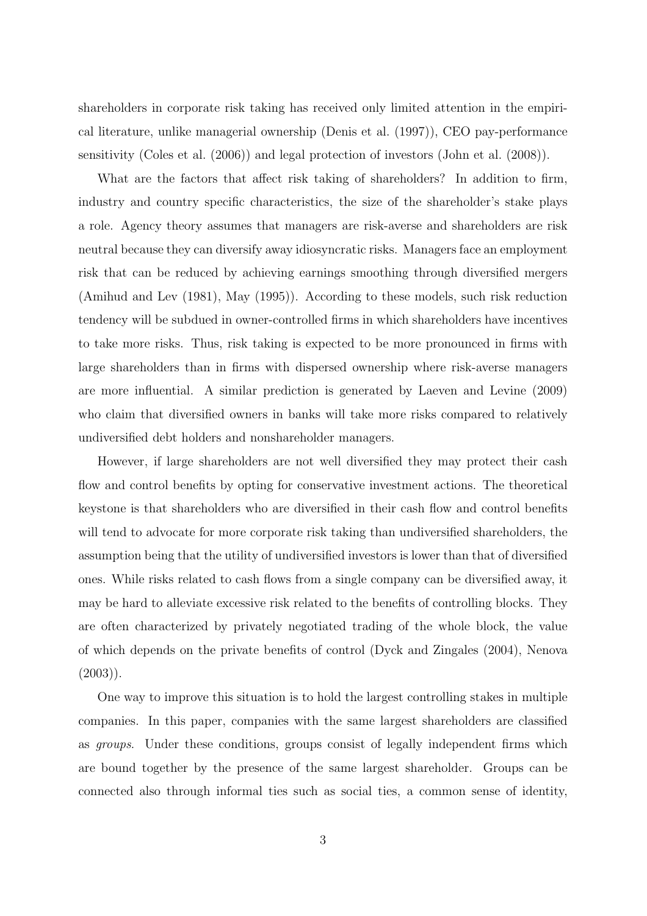shareholders in corporate risk taking has received only limited attention in the empirical literature, unlike managerial ownership (Denis et al. (1997)), CEO pay-performance sensitivity (Coles et al. (2006)) and legal protection of investors (John et al. (2008)).

What are the factors that affect risk taking of shareholders? In addition to firm, industry and country specific characteristics, the size of the shareholder's stake plays a role. Agency theory assumes that managers are risk-averse and shareholders are risk neutral because they can diversify away idiosyncratic risks. Managers face an employment risk that can be reduced by achieving earnings smoothing through diversified mergers (Amihud and Lev (1981), May (1995)). According to these models, such risk reduction tendency will be subdued in owner-controlled firms in which shareholders have incentives to take more risks. Thus, risk taking is expected to be more pronounced in firms with large shareholders than in firms with dispersed ownership where risk-averse managers are more influential. A similar prediction is generated by Laeven and Levine (2009) who claim that diversified owners in banks will take more risks compared to relatively undiversified debt holders and nonshareholder managers.

However, if large shareholders are not well diversified they may protect their cash flow and control benefits by opting for conservative investment actions. The theoretical keystone is that shareholders who are diversified in their cash flow and control benefits will tend to advocate for more corporate risk taking than undiversified shareholders, the assumption being that the utility of undiversified investors is lower than that of diversified ones. While risks related to cash flows from a single company can be diversified away, it may be hard to alleviate excessive risk related to the benefits of controlling blocks. They are often characterized by privately negotiated trading of the whole block, the value of which depends on the private benefits of control (Dyck and Zingales (2004), Nenova (2003)).

One way to improve this situation is to hold the largest controlling stakes in multiple companies. In this paper, companies with the same largest shareholders are classified as *groups*. Under these conditions, groups consist of legally independent firms which are bound together by the presence of the same largest shareholder. Groups can be connected also through informal ties such as social ties, a common sense of identity,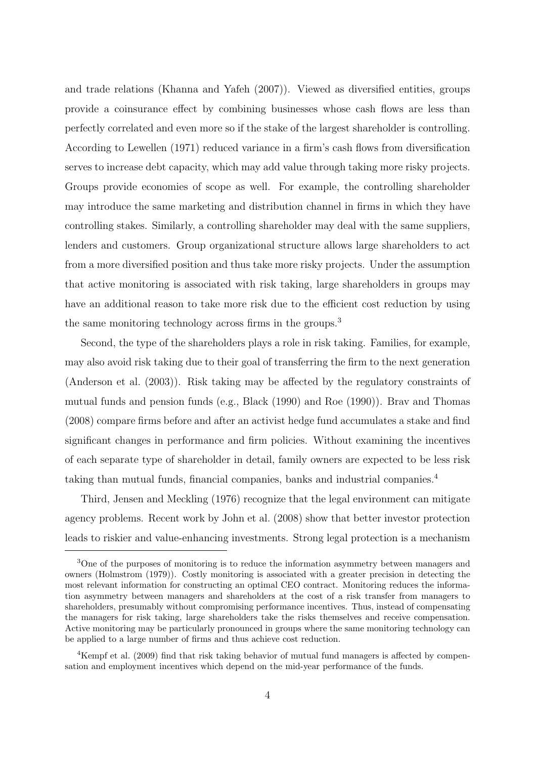and trade relations (Khanna and Yafeh (2007)). Viewed as diversified entities, groups provide a coinsurance effect by combining businesses whose cash flows are less than perfectly correlated and even more so if the stake of the largest shareholder is controlling. According to Lewellen (1971) reduced variance in a firm's cash flows from diversification serves to increase debt capacity, which may add value through taking more risky projects. Groups provide economies of scope as well. For example, the controlling shareholder may introduce the same marketing and distribution channel in firms in which they have controlling stakes. Similarly, a controlling shareholder may deal with the same suppliers, lenders and customers. Group organizational structure allows large shareholders to act from a more diversified position and thus take more risky projects. Under the assumption that active monitoring is associated with risk taking, large shareholders in groups may have an additional reason to take more risk due to the efficient cost reduction by using the same monitoring technology across firms in the groups.[3]

Second, the type of the shareholders plays a role in risk taking. Families, for example, may also avoid risk taking due to their goal of transferring the firm to the next generation (Anderson et al. (2003)). Risk taking may be affected by the regulatory constraints of mutual funds and pension funds (e.g., Black (1990) and Roe (1990)). Brav and Thomas (2008) compare firms before and after an activist hedge fund accumulates a stake and find significant changes in performance and firm policies. Without examining the incentives of each separate type of shareholder in detail, family owners are expected to be less risk taking than mutual funds, financial companies, banks and industrial companies.[4]

Third, Jensen and Meckling (1976) recognize that the legal environment can mitigate agency problems. Recent work by John et al. (2008) show that better investor protection leads to riskier and value-enhancing investments. Strong legal protection is a mechanism

[3]One of the purposes of monitoring is to reduce the information asymmetry between managers and owners (Holmstrom (1979)). Costly monitoring is associated with a greater precision in detecting the most relevant information for constructing an optimal CEO contract. Monitoring reduces the information asymmetry between managers and shareholders at the cost of a risk transfer from managers to shareholders, presumably without compromising performance incentives. Thus, instead of compensating the managers for risk taking, large shareholders take the risks themselves and receive compensation. Active monitoring may be particularly pronounced in groups where the same monitoring technology can be applied to a large number of firms and thus achieve cost reduction.

[4]Kempf et al. (2009) find that risk taking behavior of mutual fund managers is affected by compensation and employment incentives which depend on the mid-year performance of the funds.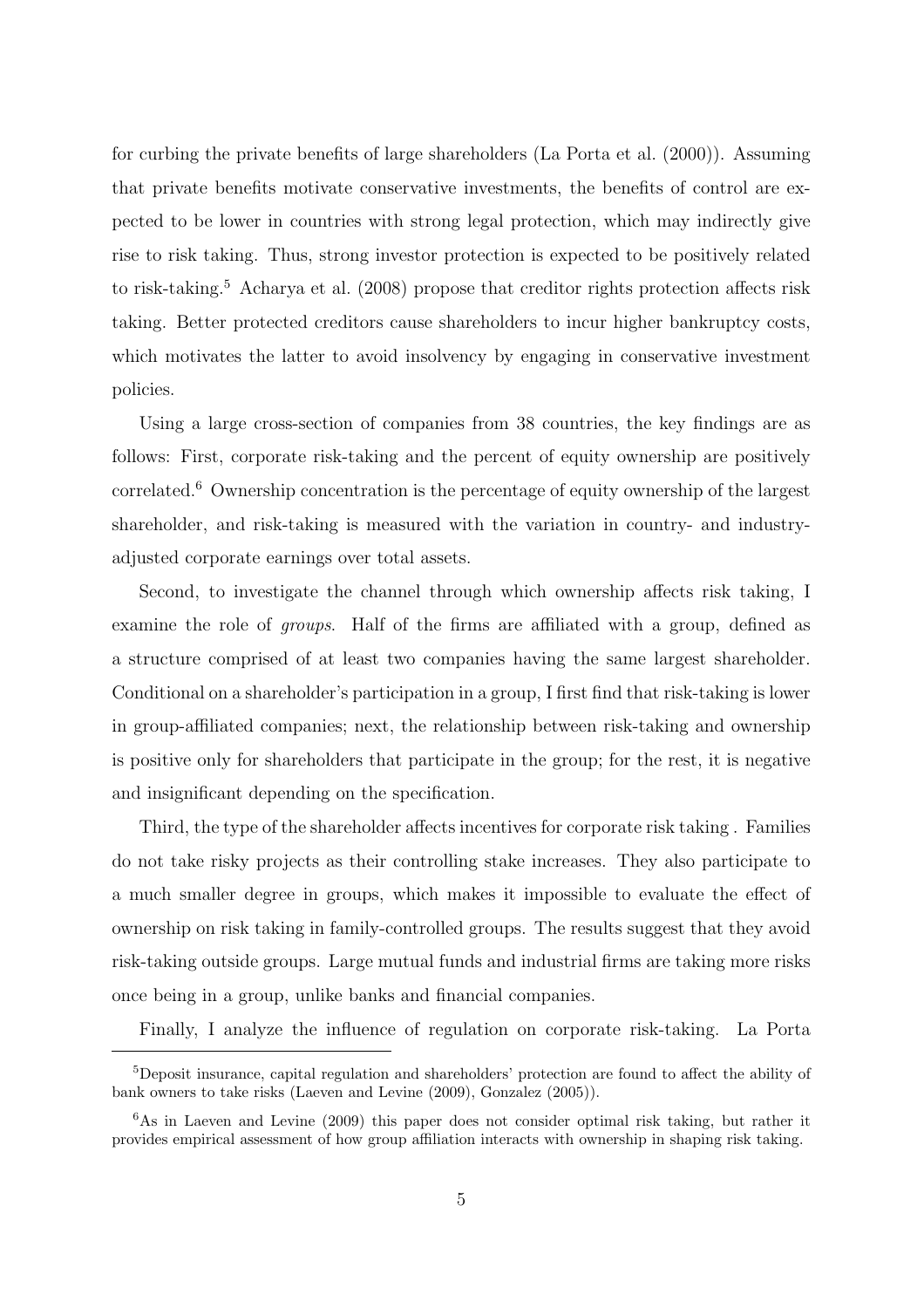for curbing the private benefits of large shareholders (La Porta et al. (2000)). Assuming that private benefits motivate conservative investments, the benefits of control are expected to be lower in countries with strong legal protection, which may indirectly give rise to risk taking. Thus, strong investor protection is expected to be positively related to risk-taking.[5] Acharya et al. (2008) propose that creditor rights protection affects risk taking. Better protected creditors cause shareholders to incur higher bankruptcy costs, which motivates the latter to avoid insolvency by engaging in conservative investment policies.

Using a large cross-section of companies from 38 countries, the key findings are as follows: First, corporate risk-taking and the percent of equity ownership are positively correlated.[6] Ownership concentration is the percentage of equity ownership of the largest shareholder, and risk-taking is measured with the variation in country- and industry-adjusted corporate earnings over total assets.

Second, to investigate the channel through which ownership affects risk taking, I examine the role of *groups*. Half of the firms are affiliated with a group, defined as a structure comprised of at least two companies having the same largest shareholder. Conditional on a shareholder's participation in a group, I first find that risk-taking is lower in group-affiliated companies; next, the relationship between risk-taking and ownership is positive only for shareholders that participate in the group; for the rest, it is negative and insignificant depending on the specification.

Third, the type of the shareholder affects incentives for corporate risk taking . Families do not take risky projects as their controlling stake increases. They also participate to a much smaller degree in groups, which makes it impossible to evaluate the effect of ownership on risk taking in family-controlled groups. The results suggest that they avoid risk-taking outside groups. Large mutual funds and industrial firms are taking more risks once being in a group, unlike banks and financial companies.

Finally, I analyze the influence of regulation on corporate risk-taking. La Porta

[5] Deposit insurance, capital regulation and shareholders' protection are found to affect the ability of bank owners to take risks (Laeven and Levine (2009), Gonzalez (2005)).

[6] As in Laeven and Levine (2009) this paper does not consider optimal risk taking, but rather it provides empirical assessment of how group affiliation interacts with ownership in shaping risk taking.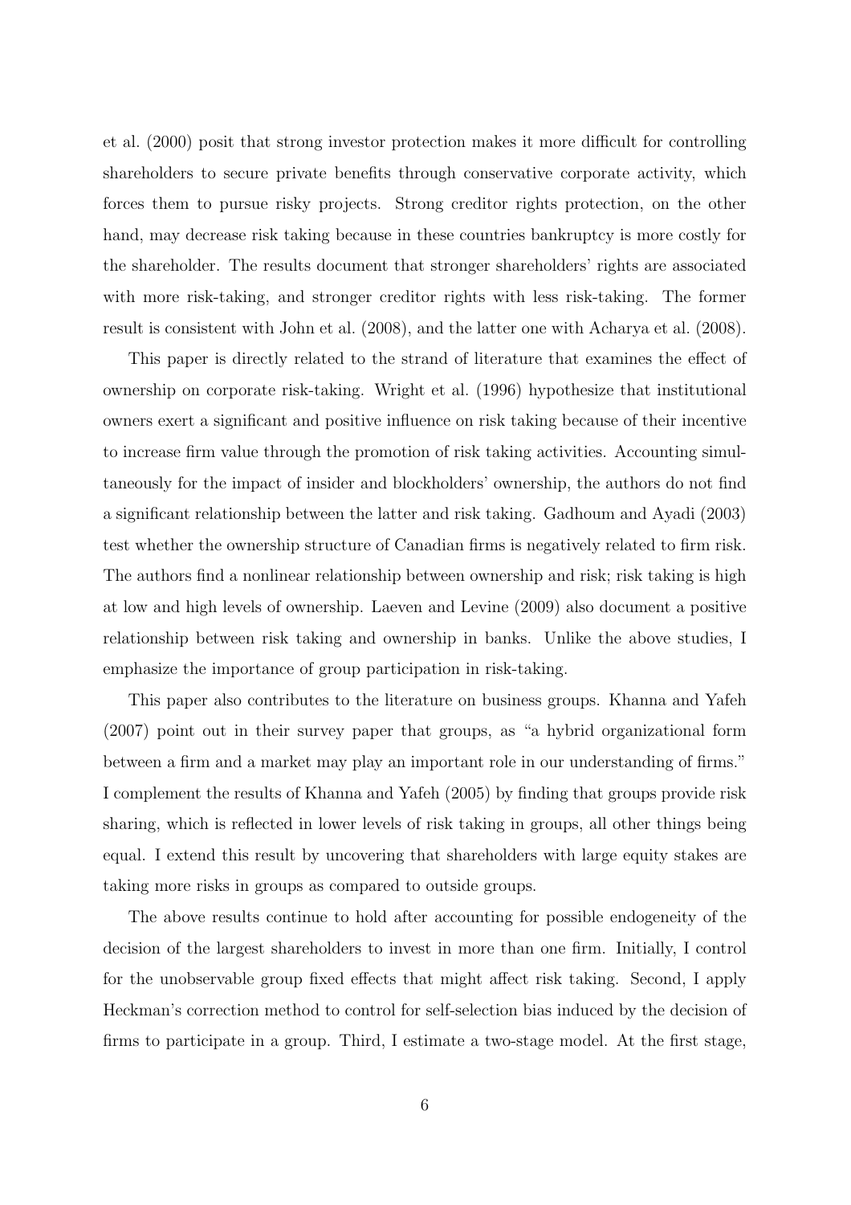et al. (2000) posit that strong investor protection makes it more difficult for controlling shareholders to secure private benefits through conservative corporate activity, which forces them to pursue risky projects. Strong creditor rights protection, on the other hand, may decrease risk taking because in these countries bankruptcy is more costly for the shareholder. The results document that stronger shareholders' rights are associated with more risk-taking, and stronger creditor rights with less risk-taking. The former result is consistent with John et al. (2008), and the latter one with Acharya et al. (2008).

This paper is directly related to the strand of literature that examines the effect of ownership on corporate risk-taking. Wright et al. (1996) hypothesize that institutional owners exert a significant and positive influence on risk taking because of their incentive to increase firm value through the promotion of risk taking activities. Accounting simultaneously for the impact of insider and blockholders' ownership, the authors do not find a significant relationship between the latter and risk taking. Gadhoum and Ayadi (2003) test whether the ownership structure of Canadian firms is negatively related to firm risk. The authors find a nonlinear relationship between ownership and risk; risk taking is high at low and high levels of ownership. Laeven and Levine (2009) also document a positive relationship between risk taking and ownership in banks. Unlike the above studies, I emphasize the importance of group participation in risk-taking.

This paper also contributes to the literature on business groups. Khanna and Yafeh (2007) point out in their survey paper that groups, as "a hybrid organizational form between a firm and a market may play an important role in our understanding of firms." I complement the results of Khanna and Yafeh (2005) by finding that groups provide risk sharing, which is reflected in lower levels of risk taking in groups, all other things being equal. I extend this result by uncovering that shareholders with large equity stakes are taking more risks in groups as compared to outside groups.

The above results continue to hold after accounting for possible endogeneity of the decision of the largest shareholders to invest in more than one firm. Initially, I control for the unobservable group fixed effects that might affect risk taking. Second, I apply Heckman's correction method to control for self-selection bias induced by the decision of firms to participate in a group. Third, I estimate a two-stage model. At the first stage,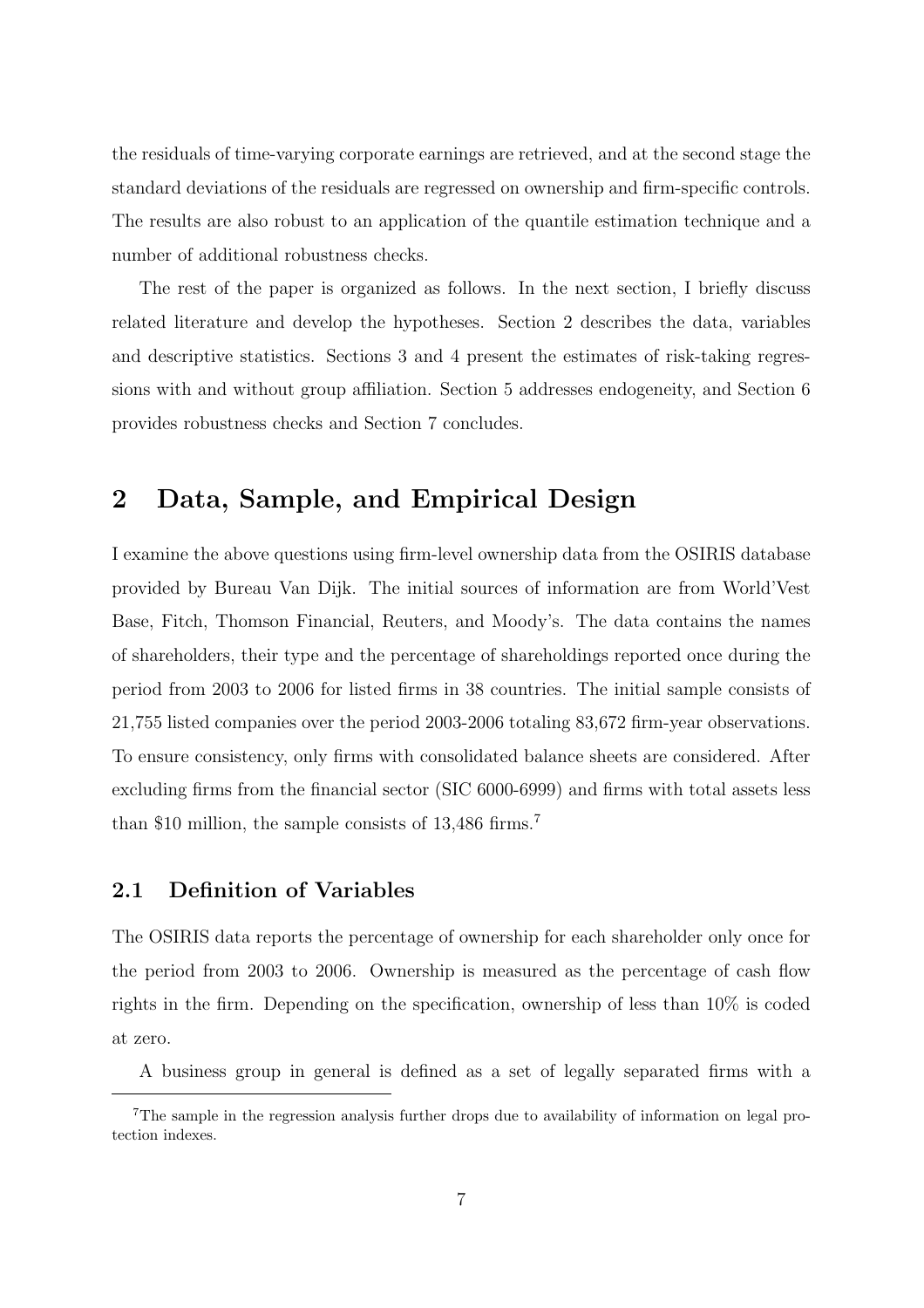the residuals of time-varying corporate earnings are retrieved, and at the second stage the standard deviations of the residuals are regressed on ownership and firm-specific controls. The results are also robust to an application of the quantile estimation technique and a number of additional robustness checks.

The rest of the paper is organized as follows. In the next section, I briefly discuss related literature and develop the hypotheses. Section 2 describes the data, variables and descriptive statistics. Sections 3 and 4 present the estimates of risk-taking regressions with and without group affiliation. Section 5 addresses endogeneity, and Section 6 provides robustness checks and Section 7 concludes.

# 2 Data, Sample, and Empirical Design

I examine the above questions using firm-level ownership data from the OSIRIS database provided by Bureau Van Dijk. The initial sources of information are from World'Vest Base, Fitch, Thomson Financial, Reuters, and Moody's. The data contains the names of shareholders, their type and the percentage of shareholdings reported once during the period from 2003 to 2006 for listed firms in 38 countries. The initial sample consists of 21,755 listed companies over the period 2003-2006 totaling 83,672 firm-year observations. To ensure consistency, only firms with consolidated balance sheets are considered. After excluding firms from the financial sector (SIC 6000-6999) and firms with total assets less than \$10 million, the sample consists of 13,486 firms.[7]

## 2.1 Definition of Variables

The OSIRIS data reports the percentage of ownership for each shareholder only once for the period from 2003 to 2006. Ownership is measured as the percentage of cash flow rights in the firm. Depending on the specification, ownership of less than 10% is coded at zero.

A business group in general is defined as a set of legally separated firms with a

[7]The sample in the regression analysis further drops due to availability of information on legal protection indexes.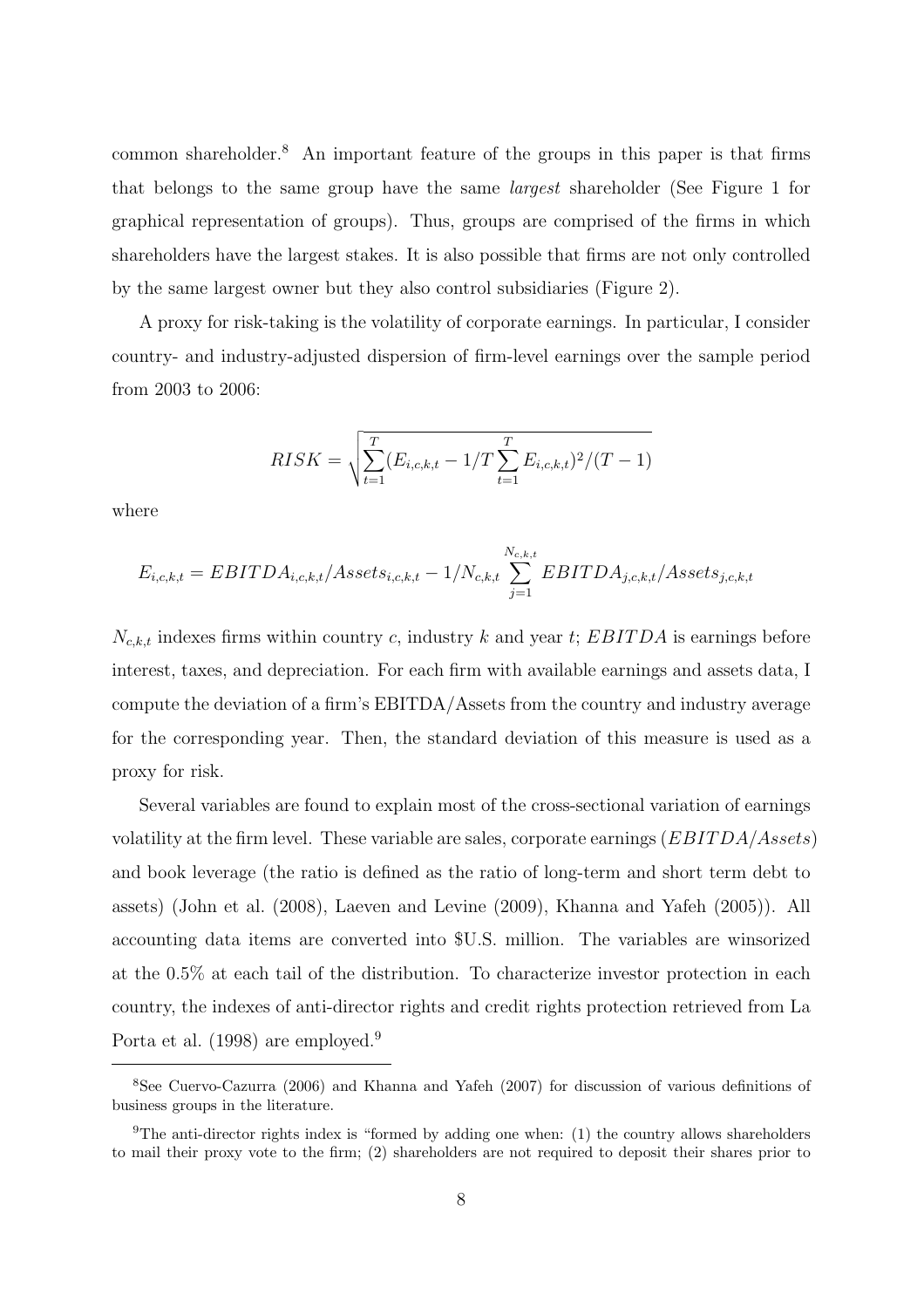common shareholder.[8] An important feature of the groups in this paper is that firms that belongs to the same group have the same *largest* shareholder (See Figure 1 for graphical representation of groups). Thus, groups are comprised of the firms in which shareholders have the largest stakes. It is also possible that firms are not only controlled by the same largest owner but they also control subsidiaries (Figure 2).

A proxy for risk-taking is the volatility of corporate earnings. In particular, I consider country- and industry-adjusted dispersion of firm-level earnings over the sample period from 2003 to 2006:

$$RISK = \sqrt{\sum_{t=1}^{T}(E_{i,c,k,t} - 1/T\sum_{t=1}^{T}E_{i,c,k,t})^2/(T-1)}$$

where

$$E_{i,c,k,t} = EBITDA_{i,c,k,t}/Assets_{i,c,k,t} - 1/N_{c,k,t}\sum_{j=1}^{N_{c,k,t}} EBITDA_{j,c,k,t}/Assets_{j,c,k,t}$$

$N_{c,k,t}$ indexes firms within country $c$, industry $k$ and year $t$; $EBITDA$ is earnings before interest, taxes, and depreciation. For each firm with available earnings and assets data, I compute the deviation of a firm's EBITDA/Assets from the country and industry average for the corresponding year. Then, the standard deviation of this measure is used as a proxy for risk.

Several variables are found to explain most of the cross-sectional variation of earnings volatility at the firm level. These variable are sales, corporate earnings ($EBITDA/Assets$) and book leverage (the ratio is defined as the ratio of long-term and short term debt to assets) (John et al. (2008), Laeven and Levine (2009), Khanna and Yafeh (2005)). All accounting data items are converted into $U.S. million. The variables are winsorized at the 0.5% at each tail of the distribution. To characterize investor protection in each country, the indexes of anti-director rights and credit rights protection retrieved from La Porta et al. (1998) are employed.[9]

[8] See Cuervo-Cazurra (2006) and Khanna and Yafeh (2007) for discussion of various definitions of business groups in the literature.

[9] The anti-director rights index is "formed by adding one when: (1) the country allows shareholders to mail their proxy vote to the firm; (2) shareholders are not required to deposit their shares prior to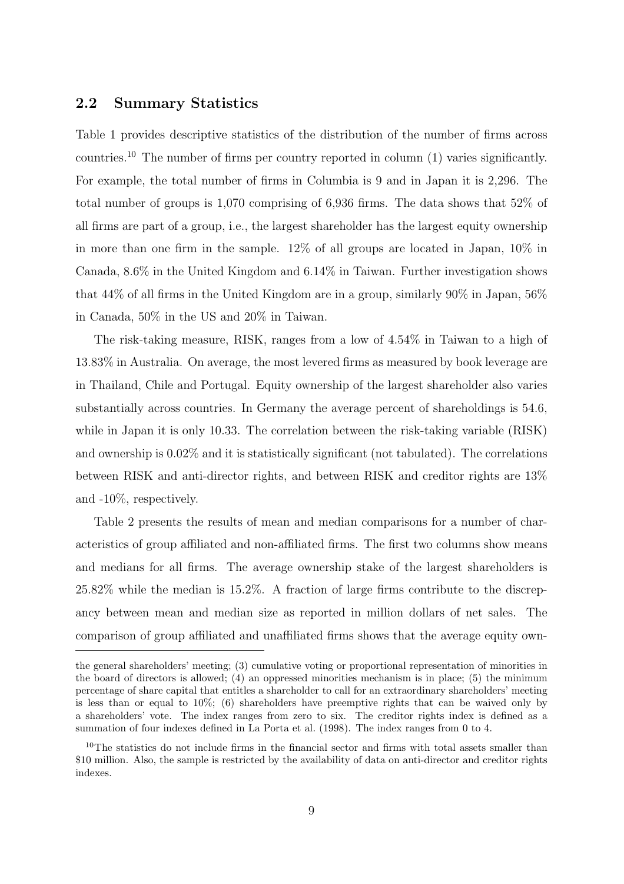## 2.2 Summary Statistics

Table 1 provides descriptive statistics of the distribution of the number of firms across countries.[10] The number of firms per country reported in column (1) varies significantly. For example, the total number of firms in Columbia is 9 and in Japan it is 2,296. The total number of groups is 1,070 comprising of 6,936 firms. The data shows that 52% of all firms are part of a group, i.e., the largest shareholder has the largest equity ownership in more than one firm in the sample. 12% of all groups are located in Japan, 10% in Canada, 8.6% in the United Kingdom and 6.14% in Taiwan. Further investigation shows that 44% of all firms in the United Kingdom are in a group, similarly 90% in Japan, 56% in Canada, 50% in the US and 20% in Taiwan.

The risk-taking measure, RISK, ranges from a low of 4.54% in Taiwan to a high of 13.83% in Australia. On average, the most levered firms as measured by book leverage are in Thailand, Chile and Portugal. Equity ownership of the largest shareholder also varies substantially across countries. In Germany the average percent of shareholdings is 54.6, while in Japan it is only 10.33. The correlation between the risk-taking variable (RISK) and ownership is 0.02% and it is statistically significant (not tabulated). The correlations between RISK and anti-director rights, and between RISK and creditor rights are 13% and -10%, respectively.

Table 2 presents the results of mean and median comparisons for a number of characteristics of group affiliated and non-affiliated firms. The first two columns show means and medians for all firms. The average ownership stake of the largest shareholders is 25.82% while the median is 15.2%. A fraction of large firms contribute to the discrepancy between mean and median size as reported in million dollars of net sales. The comparison of group affiliated and unaffiliated firms shows that the average equity own-

the general shareholders' meeting; (3) cumulative voting or proportional representation of minorities in the board of directors is allowed; (4) an oppressed minorities mechanism is in place; (5) the minimum percentage of share capital that entitles a shareholder to call for an extraordinary shareholders' meeting is less than or equal to 10%; (6) shareholders have preemptive rights that can be waived only by a shareholders' vote. The index ranges from zero to six. The creditor rights index is defined as a summation of four indexes defined in La Porta et al. (1998). The index ranges from 0 to 4.

[10] The statistics do not include firms in the financial sector and firms with total assets smaller than $10 million. Also, the sample is restricted by the availability of data on anti-director and creditor rights indexes.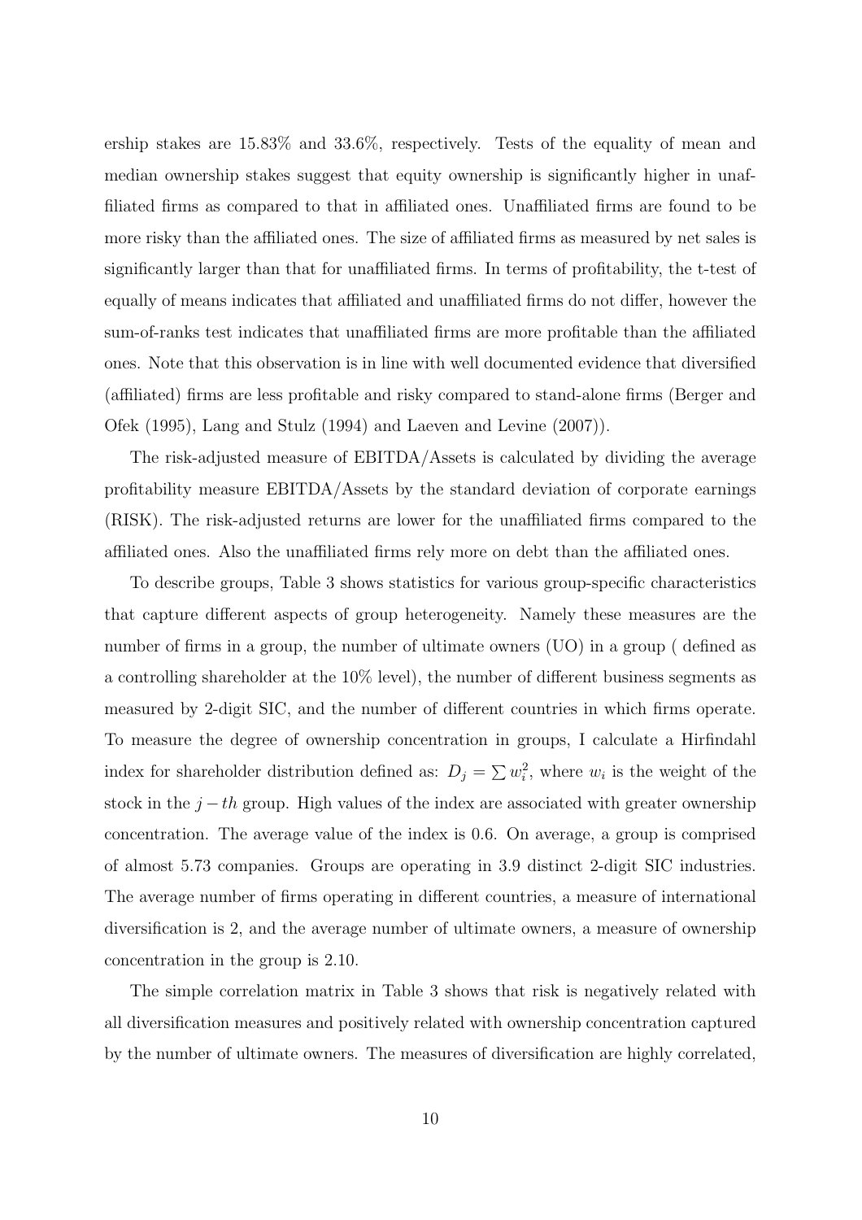ership stakes are 15.83% and 33.6%, respectively. Tests of the equality of mean and median ownership stakes suggest that equity ownership is significantly higher in unaffiliated firms as compared to that in affiliated ones. Unaffiliated firms are found to be more risky than the affiliated ones. The size of affiliated firms as measured by net sales is significantly larger than that for unaffiliated firms. In terms of profitability, the t-test of equally of means indicates that affiliated and unaffiliated firms do not differ, however the sum-of-ranks test indicates that unaffiliated firms are more profitable than the affiliated ones. Note that this observation is in line with well documented evidence that diversified (affiliated) firms are less profitable and risky compared to stand-alone firms (Berger and Ofek (1995), Lang and Stulz (1994) and Laeven and Levine (2007)).

The risk-adjusted measure of EBITDA/Assets is calculated by dividing the average profitability measure EBITDA/Assets by the standard deviation of corporate earnings (RISK). The risk-adjusted returns are lower for the unaffiliated firms compared to the affiliated ones. Also the unaffiliated firms rely more on debt than the affiliated ones.

To describe groups, Table 3 shows statistics for various group-specific characteristics that capture different aspects of group heterogeneity. Namely these measures are the number of firms in a group, the number of ultimate owners (UO) in a group ( defined as a controlling shareholder at the 10% level), the number of different business segments as measured by 2-digit SIC, and the number of different countries in which firms operate. To measure the degree of ownership concentration in groups, I calculate a Hirfindahl index for shareholder distribution defined as: $D_j = \sum w_i^2$, where $w_i$ is the weight of the stock in the $j-th$ group. High values of the index are associated with greater ownership concentration. The average value of the index is 0.6. On average, a group is comprised of almost 5.73 companies. Groups are operating in 3.9 distinct 2-digit SIC industries. The average number of firms operating in different countries, a measure of international diversification is 2, and the average number of ultimate owners, a measure of ownership concentration in the group is 2.10.

The simple correlation matrix in Table 3 shows that risk is negatively related with all diversification measures and positively related with ownership concentration captured by the number of ultimate owners. The measures of diversification are highly correlated,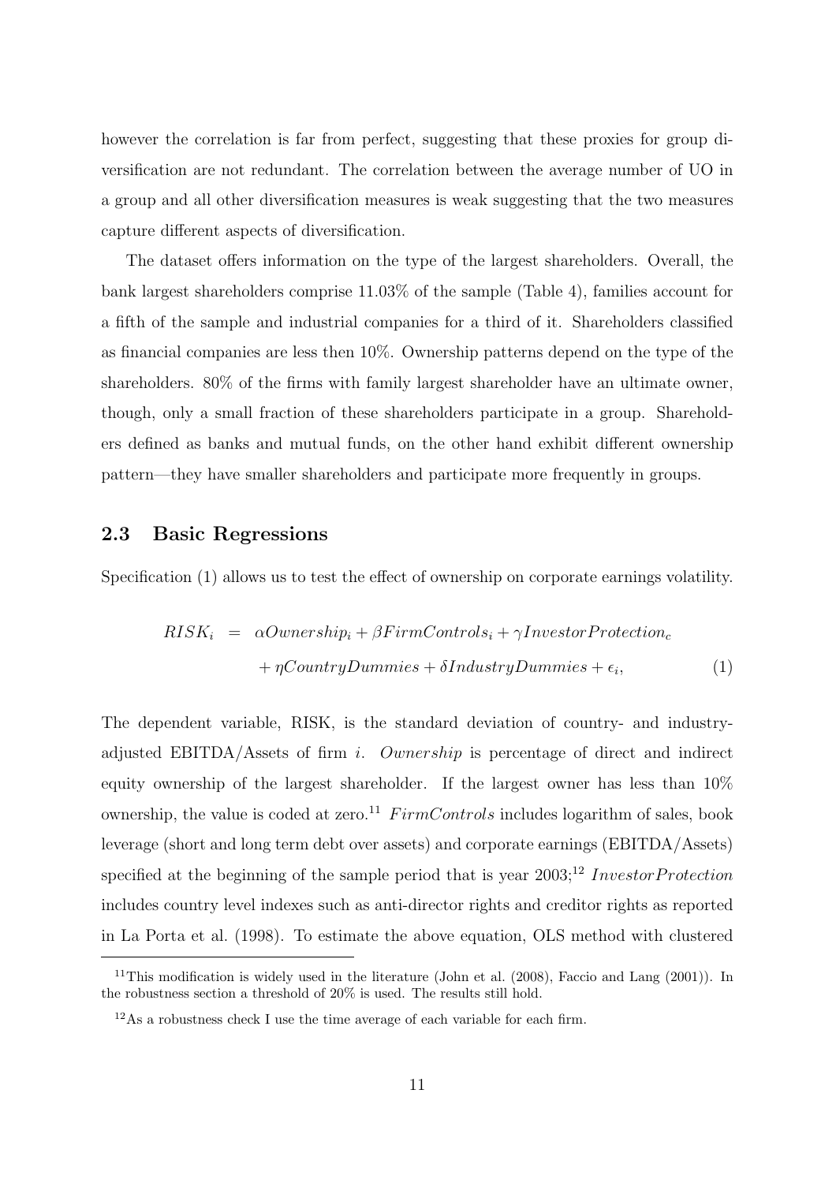however the correlation is far from perfect, suggesting that these proxies for group diversification are not redundant. The correlation between the average number of UO in a group and all other diversification measures is weak suggesting that the two measures capture different aspects of diversification.

The dataset offers information on the type of the largest shareholders. Overall, the bank largest shareholders comprise 11.03% of the sample (Table 4), families account for a fifth of the sample and industrial companies for a third of it. Shareholders classified as financial companies are less then 10%. Ownership patterns depend on the type of the shareholders. 80% of the firms with family largest shareholder have an ultimate owner, though, only a small fraction of these shareholders participate in a group. Shareholders defined as banks and mutual funds, on the other hand exhibit different ownership pattern—they have smaller shareholders and participate more frequently in groups.

## 2.3 Basic Regressions

Specification (1) allows us to test the effect of ownership on corporate earnings volatility.

$$
\begin{aligned}
RISK_i &= \alpha Ownership_i + \beta FirmControls_i + \gamma InvestorProtection_c \\
&\quad + \eta CountryDummies + \delta IndustryDummies + \epsilon_i, \qquad (1)
\end{aligned}
$$

The dependent variable, RISK, is the standard deviation of country- and industry-adjusted EBITDA/Assets of firm $i$. *Ownership* is percentage of direct and indirect equity ownership of the largest shareholder. If the largest owner has less than 10% ownership, the value is coded at zero.[11] *FirmControls* includes logarithm of sales, book leverage (short and long term debt over assets) and corporate earnings (EBITDA/Assets) specified at the beginning of the sample period that is year 2003;[12] *InvestorProtection* includes country level indexes such as anti-director rights and creditor rights as reported in La Porta et al. (1998). To estimate the above equation, OLS method with clustered

[11] This modification is widely used in the literature (John et al. (2008), Faccio and Lang (2001)). In the robustness section a threshold of 20% is used. The results still hold.

[12] As a robustness check I use the time average of each variable for each firm.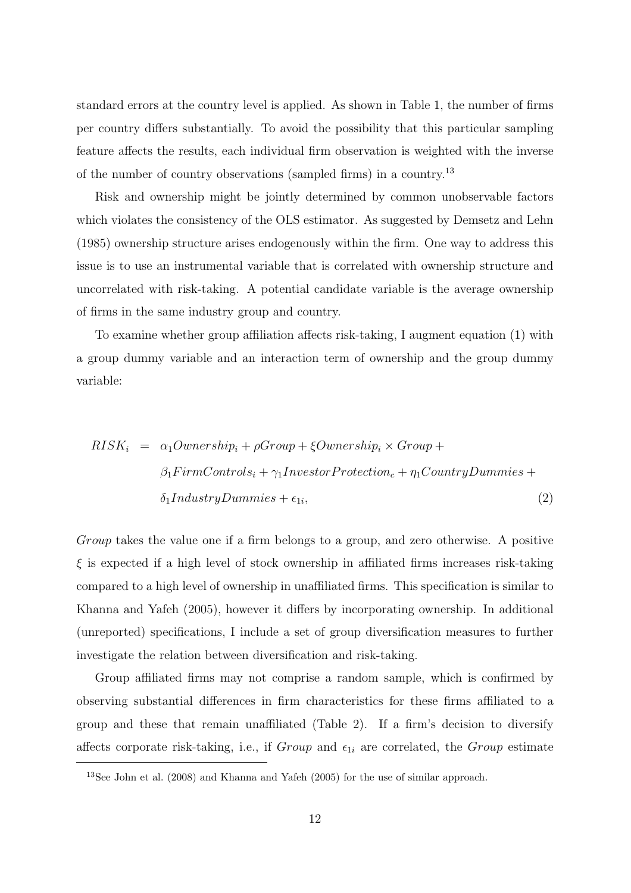standard errors at the country level is applied. As shown in Table 1, the number of firms per country differs substantially. To avoid the possibility that this particular sampling feature affects the results, each individual firm observation is weighted with the inverse of the number of country observations (sampled firms) in a country.[13]

Risk and ownership might be jointly determined by common unobservable factors which violates the consistency of the OLS estimator. As suggested by Demsetz and Lehn (1985) ownership structure arises endogenously within the firm. One way to address this issue is to use an instrumental variable that is correlated with ownership structure and uncorrelated with risk-taking. A potential candidate variable is the average ownership of firms in the same industry group and country.

To examine whether group affiliation affects risk-taking, I augment equation (1) with a group dummy variable and an interaction term of ownership and the group dummy variable:

$$\begin{aligned} RISK_i &= \alpha_1 Ownership_i + \rho Group + \xi Ownership_i \times Group + \\ &\quad \beta_1 FirmControls_i + \gamma_1 InvestorProtection_c + \eta_1 CountryDummies + \\ &\quad \delta_1 IndustryDummies + \epsilon_{1i}, \end{aligned} \tag{2}$$

*Group* takes the value one if a firm belongs to a group, and zero otherwise. A positive $\xi$ is expected if a high level of stock ownership in affiliated firms increases risk-taking compared to a high level of ownership in unaffiliated firms. This specification is similar to Khanna and Yafeh (2005), however it differs by incorporating ownership. In additional (unreported) specifications, I include a set of group diversification measures to further investigate the relation between diversification and risk-taking.

Group affiliated firms may not comprise a random sample, which is confirmed by observing substantial differences in firm characteristics for these firms affiliated to a group and these that remain unaffiliated (Table 2). If a firm's decision to diversify affects corporate risk-taking, i.e., if *Group* and $\epsilon_{1i}$ are correlated, the *Group* estimate

[13] See John et al. (2008) and Khanna and Yafeh (2005) for the use of similar approach.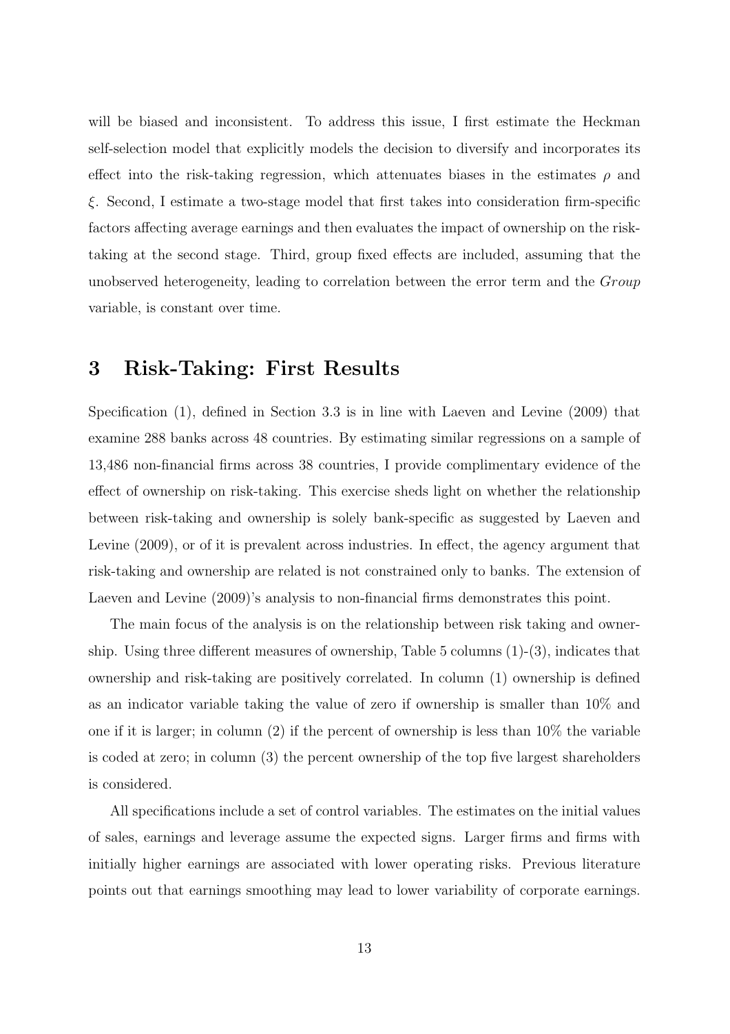will be biased and inconsistent. To address this issue, I first estimate the Heckman self-selection model that explicitly models the decision to diversify and incorporates its effect into the risk-taking regression, which attenuates biases in the estimates $\rho$ and $\xi$. Second, I estimate a two-stage model that first takes into consideration firm-specific factors affecting average earnings and then evaluates the impact of ownership on the risk-taking at the second stage. Third, group fixed effects are included, assuming that the unobserved heterogeneity, leading to correlation between the error term and the *Group* variable, is constant over time.

# 3 Risk-Taking: First Results

Specification (1), defined in Section 3.3 is in line with Laeven and Levine (2009) that examine 288 banks across 48 countries. By estimating similar regressions on a sample of 13,486 non-financial firms across 38 countries, I provide complimentary evidence of the effect of ownership on risk-taking. This exercise sheds light on whether the relationship between risk-taking and ownership is solely bank-specific as suggested by Laeven and Levine (2009), or of it is prevalent across industries. In effect, the agency argument that risk-taking and ownership are related is not constrained only to banks. The extension of Laeven and Levine (2009)'s analysis to non-financial firms demonstrates this point.

The main focus of the analysis is on the relationship between risk taking and ownership. Using three different measures of ownership, Table 5 columns (1)-(3), indicates that ownership and risk-taking are positively correlated. In column (1) ownership is defined as an indicator variable taking the value of zero if ownership is smaller than 10% and one if it is larger; in column (2) if the percent of ownership is less than 10% the variable is coded at zero; in column (3) the percent ownership of the top five largest shareholders is considered.

All specifications include a set of control variables. The estimates on the initial values of sales, earnings and leverage assume the expected signs. Larger firms and firms with initially higher earnings are associated with lower operating risks. Previous literature points out that earnings smoothing may lead to lower variability of corporate earnings.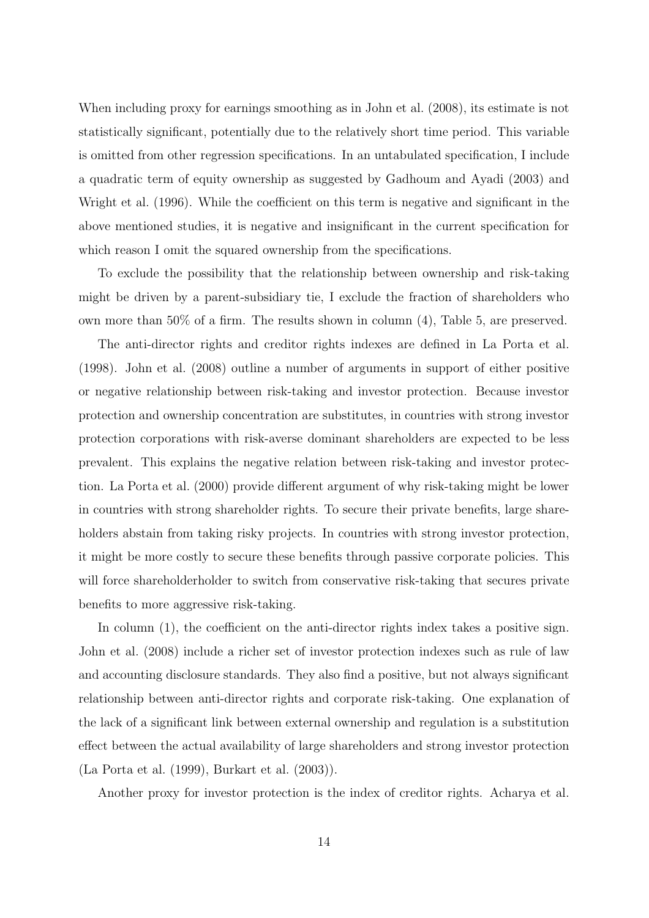When including proxy for earnings smoothing as in John et al. (2008), its estimate is not statistically significant, potentially due to the relatively short time period. This variable is omitted from other regression specifications. In an untabulated specification, I include a quadratic term of equity ownership as suggested by Gadhoum and Ayadi (2003) and Wright et al. (1996). While the coefficient on this term is negative and significant in the above mentioned studies, it is negative and insignificant in the current specification for which reason I omit the squared ownership from the specifications.

To exclude the possibility that the relationship between ownership and risk-taking might be driven by a parent-subsidiary tie, I exclude the fraction of shareholders who own more than 50% of a firm. The results shown in column (4), Table 5, are preserved.

The anti-director rights and creditor rights indexes are defined in La Porta et al. (1998). John et al. (2008) outline a number of arguments in support of either positive or negative relationship between risk-taking and investor protection. Because investor protection and ownership concentration are substitutes, in countries with strong investor protection corporations with risk-averse dominant shareholders are expected to be less prevalent. This explains the negative relation between risk-taking and investor protection. La Porta et al. (2000) provide different argument of why risk-taking might be lower in countries with strong shareholder rights. To secure their private benefits, large shareholders abstain from taking risky projects. In countries with strong investor protection, it might be more costly to secure these benefits through passive corporate policies. This will force shareholderholder to switch from conservative risk-taking that secures private benefits to more aggressive risk-taking.

In column (1), the coefficient on the anti-director rights index takes a positive sign. John et al. (2008) include a richer set of investor protection indexes such as rule of law and accounting disclosure standards. They also find a positive, but not always significant relationship between anti-director rights and corporate risk-taking. One explanation of the lack of a significant link between external ownership and regulation is a substitution effect between the actual availability of large shareholders and strong investor protection (La Porta et al. (1999), Burkart et al. (2003)).

Another proxy for investor protection is the index of creditor rights. Acharya et al.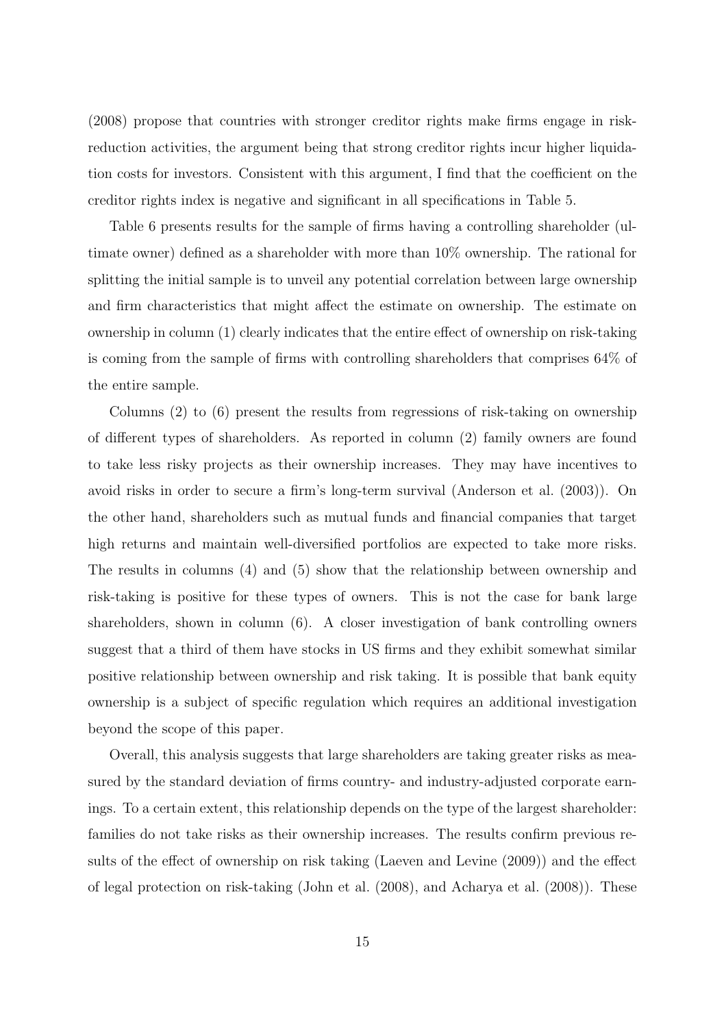(2008) propose that countries with stronger creditor rights make firms engage in risk-reduction activities, the argument being that strong creditor rights incur higher liquidation costs for investors. Consistent with this argument, I find that the coefficient on the creditor rights index is negative and significant in all specifications in Table 5.

Table 6 presents results for the sample of firms having a controlling shareholder (ultimate owner) defined as a shareholder with more than 10% ownership. The rational for splitting the initial sample is to unveil any potential correlation between large ownership and firm characteristics that might affect the estimate on ownership. The estimate on ownership in column (1) clearly indicates that the entire effect of ownership on risk-taking is coming from the sample of firms with controlling shareholders that comprises 64% of the entire sample.

Columns (2) to (6) present the results from regressions of risk-taking on ownership of different types of shareholders. As reported in column (2) family owners are found to take less risky projects as their ownership increases. They may have incentives to avoid risks in order to secure a firm's long-term survival (Anderson et al. (2003)). On the other hand, shareholders such as mutual funds and financial companies that target high returns and maintain well-diversified portfolios are expected to take more risks. The results in columns (4) and (5) show that the relationship between ownership and risk-taking is positive for these types of owners. This is not the case for bank large shareholders, shown in column (6). A closer investigation of bank controlling owners suggest that a third of them have stocks in US firms and they exhibit somewhat similar positive relationship between ownership and risk taking. It is possible that bank equity ownership is a subject of specific regulation which requires an additional investigation beyond the scope of this paper.

Overall, this analysis suggests that large shareholders are taking greater risks as measured by the standard deviation of firms country- and industry-adjusted corporate earnings. To a certain extent, this relationship depends on the type of the largest shareholder: families do not take risks as their ownership increases. The results confirm previous results of the effect of ownership on risk taking (Laeven and Levine (2009)) and the effect of legal protection on risk-taking (John et al. (2008), and Acharya et al. (2008)). These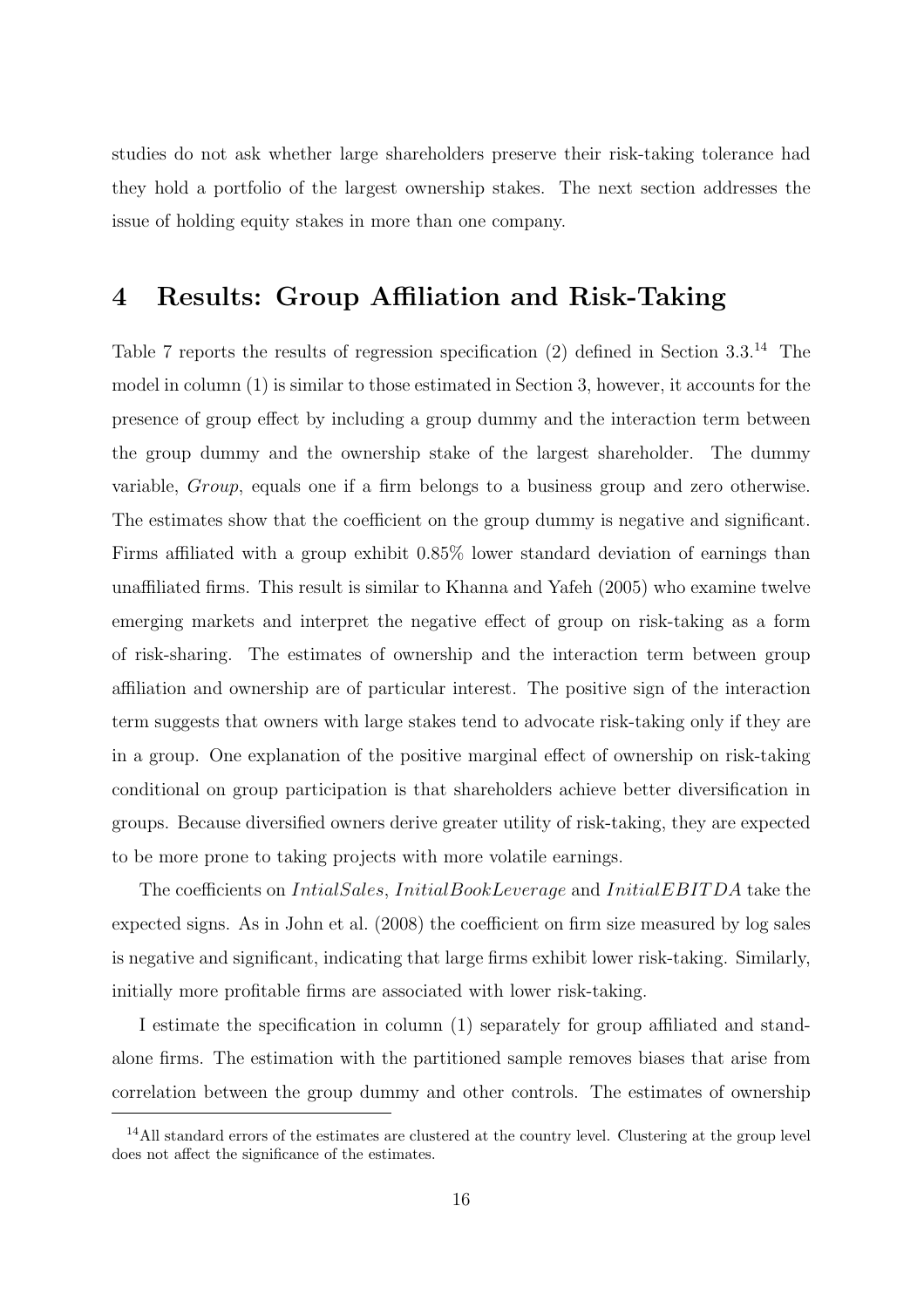studies do not ask whether large shareholders preserve their risk-taking tolerance had they hold a portfolio of the largest ownership stakes. The next section addresses the issue of holding equity stakes in more than one company.

# 4 Results: Group Affiliation and Risk-Taking

Table 7 reports the results of regression specification (2) defined in Section 3.3.[14] The model in column (1) is similar to those estimated in Section 3, however, it accounts for the presence of group effect by including a group dummy and the interaction term between the group dummy and the ownership stake of the largest shareholder. The dummy variable, *Group*, equals one if a firm belongs to a business group and zero otherwise. The estimates show that the coefficient on the group dummy is negative and significant. Firms affiliated with a group exhibit 0.85% lower standard deviation of earnings than unaffiliated firms. This result is similar to Khanna and Yafeh (2005) who examine twelve emerging markets and interpret the negative effect of group on risk-taking as a form of risk-sharing. The estimates of ownership and the interaction term between group affiliation and ownership are of particular interest. The positive sign of the interaction term suggests that owners with large stakes tend to advocate risk-taking only if they are in a group. One explanation of the positive marginal effect of ownership on risk-taking conditional on group participation is that shareholders achieve better diversification in groups. Because diversified owners derive greater utility of risk-taking, they are expected to be more prone to taking projects with more volatile earnings.

The coefficients on $IntialSales$, $InitialBookLeverage$ and $InitialEBITDA$ take the expected signs. As in John et al. (2008) the coefficient on firm size measured by log sales is negative and significant, indicating that large firms exhibit lower risk-taking. Similarly, initially more profitable firms are associated with lower risk-taking.

I estimate the specification in column (1) separately for group affiliated and stand-alone firms. The estimation with the partitioned sample removes biases that arise from correlation between the group dummy and other controls. The estimates of ownership

[14] All standard errors of the estimates are clustered at the country level. Clustering at the group level does not affect the significance of the estimates.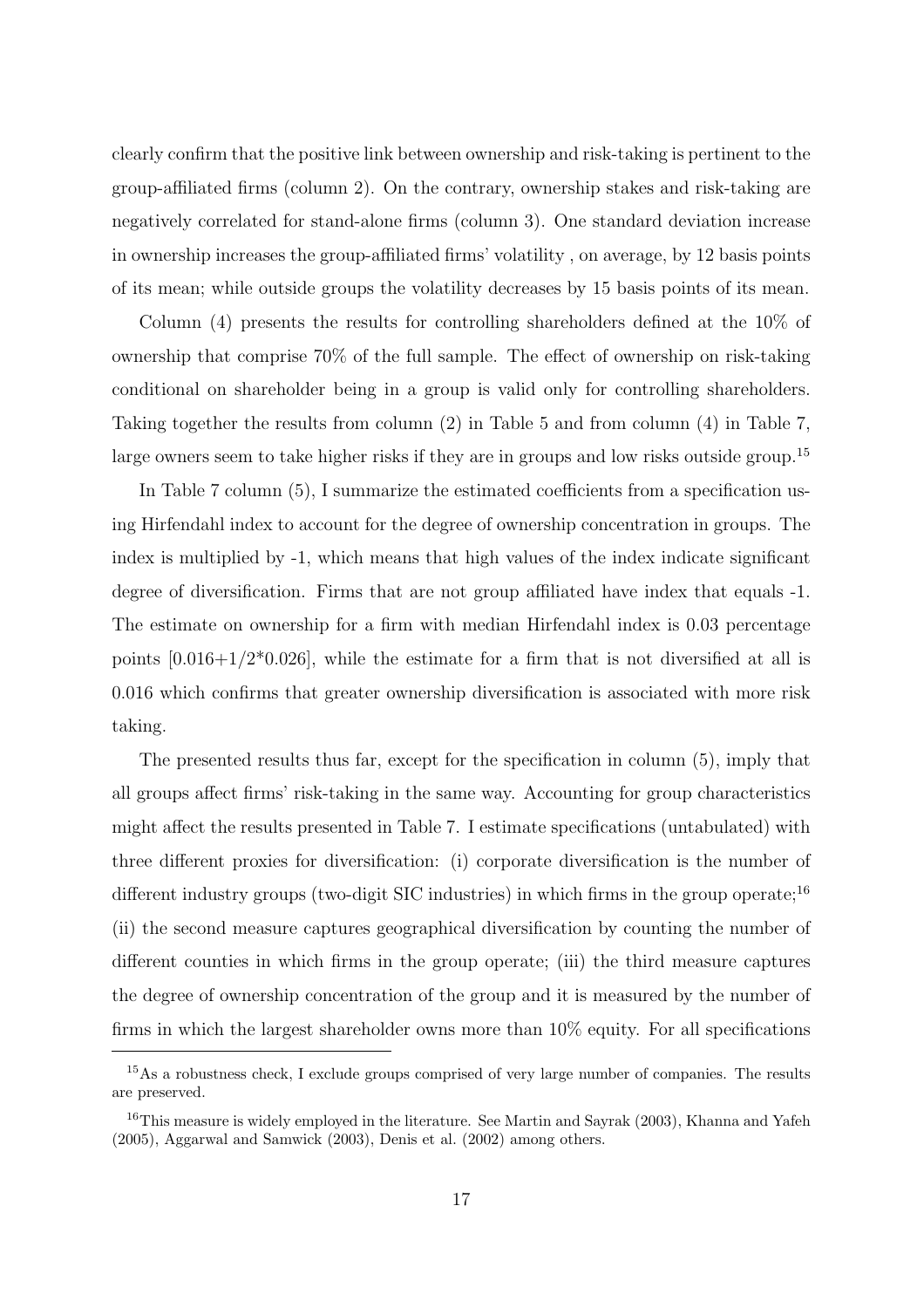clearly confirm that the positive link between ownership and risk-taking is pertinent to the group-affiliated firms (column 2). On the contrary, ownership stakes and risk-taking are negatively correlated for stand-alone firms (column 3). One standard deviation increase in ownership increases the group-affiliated firms' volatility , on average, by 12 basis points of its mean; while outside groups the volatility decreases by 15 basis points of its mean.

Column (4) presents the results for controlling shareholders defined at the 10% of ownership that comprise 70% of the full sample. The effect of ownership on risk-taking conditional on shareholder being in a group is valid only for controlling shareholders. Taking together the results from column (2) in Table 5 and from column (4) in Table 7, large owners seem to take higher risks if they are in groups and low risks outside group.[15]

In Table 7 column (5), I summarize the estimated coefficients from a specification using Hirfendahl index to account for the degree of ownership concentration in groups. The index is multiplied by -1, which means that high values of the index indicate significant degree of diversification. Firms that are not group affiliated have index that equals -1. The estimate on ownership for a firm with median Hirfendahl index is 0.03 percentage points [0.016+1/2*0.026], while the estimate for a firm that is not diversified at all is 0.016 which confirms that greater ownership diversification is associated with more risk taking.

The presented results thus far, except for the specification in column (5), imply that all groups affect firms' risk-taking in the same way. Accounting for group characteristics might affect the results presented in Table 7. I estimate specifications (untabulated) with three different proxies for diversification: (i) corporate diversification is the number of different industry groups (two-digit SIC industries) in which firms in the group operate;[16] (ii) the second measure captures geographical diversification by counting the number of different counties in which firms in the group operate; (iii) the third measure captures the degree of ownership concentration of the group and it is measured by the number of firms in which the largest shareholder owns more than 10% equity. For all specifications

[15] As a robustness check, I exclude groups comprised of very large number of companies. The results are preserved.

[16] This measure is widely employed in the literature. See Martin and Sayrak (2003), Khanna and Yafeh (2005), Aggarwal and Samwick (2003), Denis et al. (2002) among others.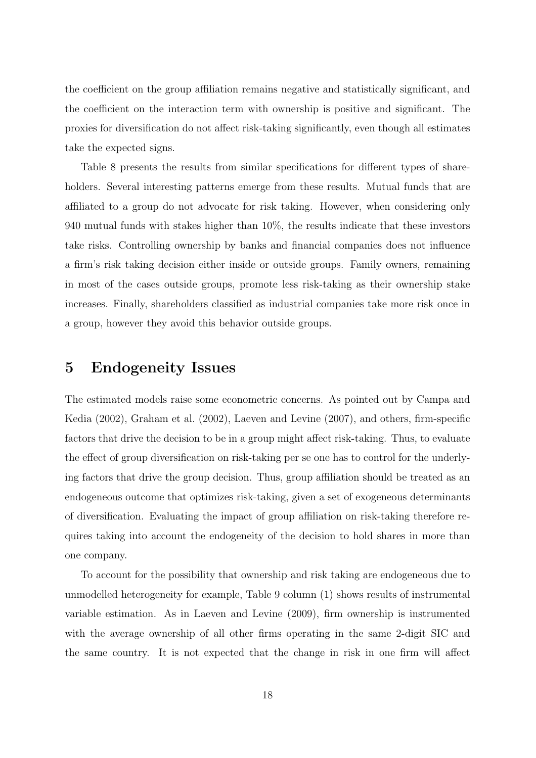the coefficient on the group affiliation remains negative and statistically significant, and the coefficient on the interaction term with ownership is positive and significant. The proxies for diversification do not affect risk-taking significantly, even though all estimates take the expected signs.

Table 8 presents the results from similar specifications for different types of shareholders. Several interesting patterns emerge from these results. Mutual funds that are affiliated to a group do not advocate for risk taking. However, when considering only 940 mutual funds with stakes higher than 10%, the results indicate that these investors take risks. Controlling ownership by banks and financial companies does not influence a firm's risk taking decision either inside or outside groups. Family owners, remaining in most of the cases outside groups, promote less risk-taking as their ownership stake increases. Finally, shareholders classified as industrial companies take more risk once in a group, however they avoid this behavior outside groups.

# 5 Endogeneity Issues

The estimated models raise some econometric concerns. As pointed out by Campa and Kedia (2002), Graham et al. (2002), Laeven and Levine (2007), and others, firm-specific factors that drive the decision to be in a group might affect risk-taking. Thus, to evaluate the effect of group diversification on risk-taking per se one has to control for the underlying factors that drive the group decision. Thus, group affiliation should be treated as an endogeneous outcome that optimizes risk-taking, given a set of exogeneous determinants of diversification. Evaluating the impact of group affiliation on risk-taking therefore requires taking into account the endogeneity of the decision to hold shares in more than one company.

To account for the possibility that ownership and risk taking are endogeneous due to unmodelled heterogeneity for example, Table 9 column (1) shows results of instrumental variable estimation. As in Laeven and Levine (2009), firm ownership is instrumented with the average ownership of all other firms operating in the same 2-digit SIC and the same country. It is not expected that the change in risk in one firm will affect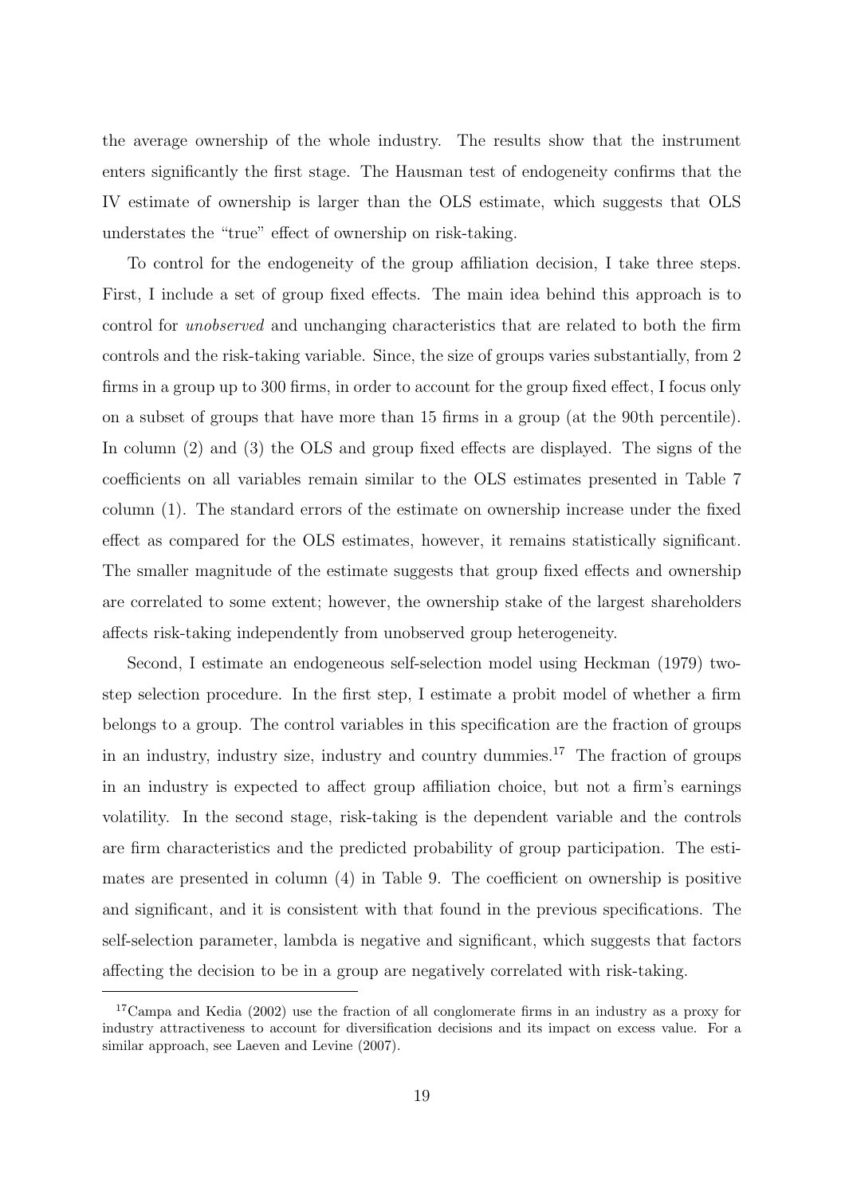the average ownership of the whole industry. The results show that the instrument enters significantly the first stage. The Hausman test of endogeneity confirms that the IV estimate of ownership is larger than the OLS estimate, which suggests that OLS understates the "true" effect of ownership on risk-taking.

To control for the endogeneity of the group affiliation decision, I take three steps. First, I include a set of group fixed effects. The main idea behind this approach is to control for *unobserved* and unchanging characteristics that are related to both the firm controls and the risk-taking variable. Since, the size of groups varies substantially, from 2 firms in a group up to 300 firms, in order to account for the group fixed effect, I focus only on a subset of groups that have more than 15 firms in a group (at the 90th percentile). In column (2) and (3) the OLS and group fixed effects are displayed. The signs of the coefficients on all variables remain similar to the OLS estimates presented in Table 7 column (1). The standard errors of the estimate on ownership increase under the fixed effect as compared for the OLS estimates, however, it remains statistically significant. The smaller magnitude of the estimate suggests that group fixed effects and ownership are correlated to some extent; however, the ownership stake of the largest shareholders affects risk-taking independently from unobserved group heterogeneity.

Second, I estimate an endogeneous self-selection model using Heckman (1979) two-step selection procedure. In the first step, I estimate a probit model of whether a firm belongs to a group. The control variables in this specification are the fraction of groups in an industry, industry size, industry and country dummies.[17] The fraction of groups in an industry is expected to affect group affiliation choice, but not a firm's earnings volatility. In the second stage, risk-taking is the dependent variable and the controls are firm characteristics and the predicted probability of group participation. The estimates are presented in column (4) in Table 9. The coefficient on ownership is positive and significant, and it is consistent with that found in the previous specifications. The self-selection parameter, lambda is negative and significant, which suggests that factors affecting the decision to be in a group are negatively correlated with risk-taking.

[17] Campa and Kedia (2002) use the fraction of all conglomerate firms in an industry as a proxy for industry attractiveness to account for diversification decisions and its impact on excess value. For a similar approach, see Laeven and Levine (2007).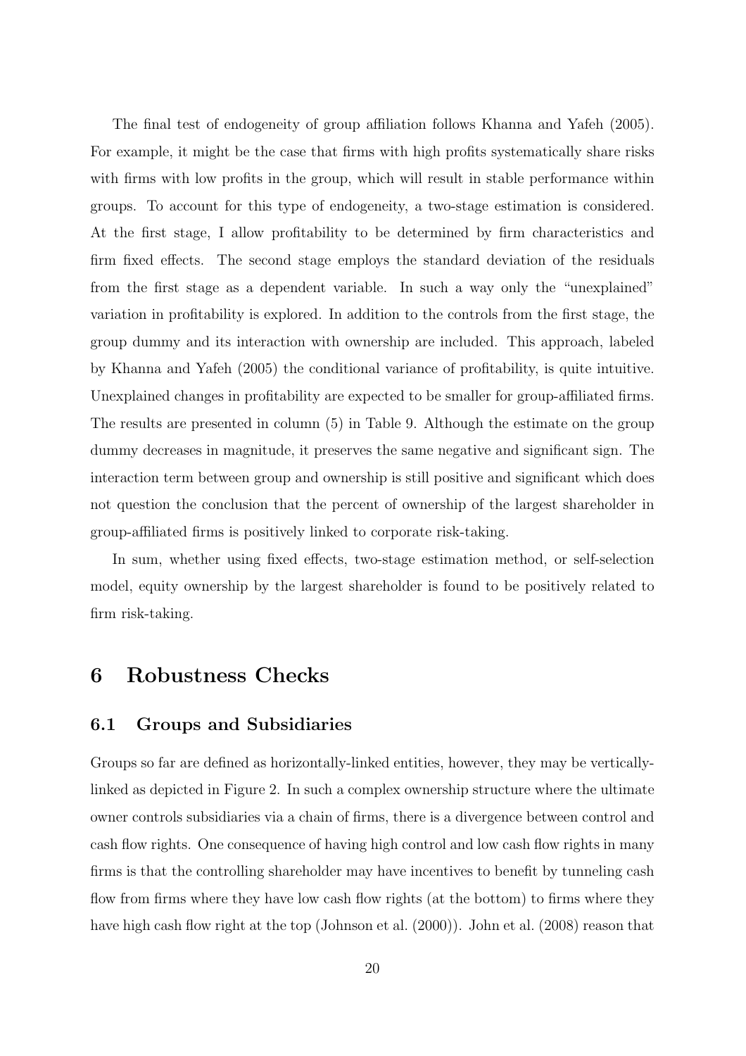The final test of endogeneity of group affiliation follows Khanna and Yafeh (2005). For example, it might be the case that firms with high profits systematically share risks with firms with low profits in the group, which will result in stable performance within groups. To account for this type of endogeneity, a two-stage estimation is considered. At the first stage, I allow profitability to be determined by firm characteristics and firm fixed effects. The second stage employs the standard deviation of the residuals from the first stage as a dependent variable. In such a way only the "unexplained" variation in profitability is explored. In addition to the controls from the first stage, the group dummy and its interaction with ownership are included. This approach, labeled by Khanna and Yafeh (2005) the conditional variance of profitability, is quite intuitive. Unexplained changes in profitability are expected to be smaller for group-affiliated firms. The results are presented in column (5) in Table 9. Although the estimate on the group dummy decreases in magnitude, it preserves the same negative and significant sign. The interaction term between group and ownership is still positive and significant which does not question the conclusion that the percent of ownership of the largest shareholder in group-affiliated firms is positively linked to corporate risk-taking.

In sum, whether using fixed effects, two-stage estimation method, or self-selection model, equity ownership by the largest shareholder is found to be positively related to firm risk-taking.

# 6 Robustness Checks

## 6.1 Groups and Subsidiaries

Groups so far are defined as horizontally-linked entities, however, they may be vertically-linked as depicted in Figure 2. In such a complex ownership structure where the ultimate owner controls subsidiaries via a chain of firms, there is a divergence between control and cash flow rights. One consequence of having high control and low cash flow rights in many firms is that the controlling shareholder may have incentives to benefit by tunneling cash flow from firms where they have low cash flow rights (at the bottom) to firms where they have high cash flow right at the top (Johnson et al. (2000)). John et al. (2008) reason that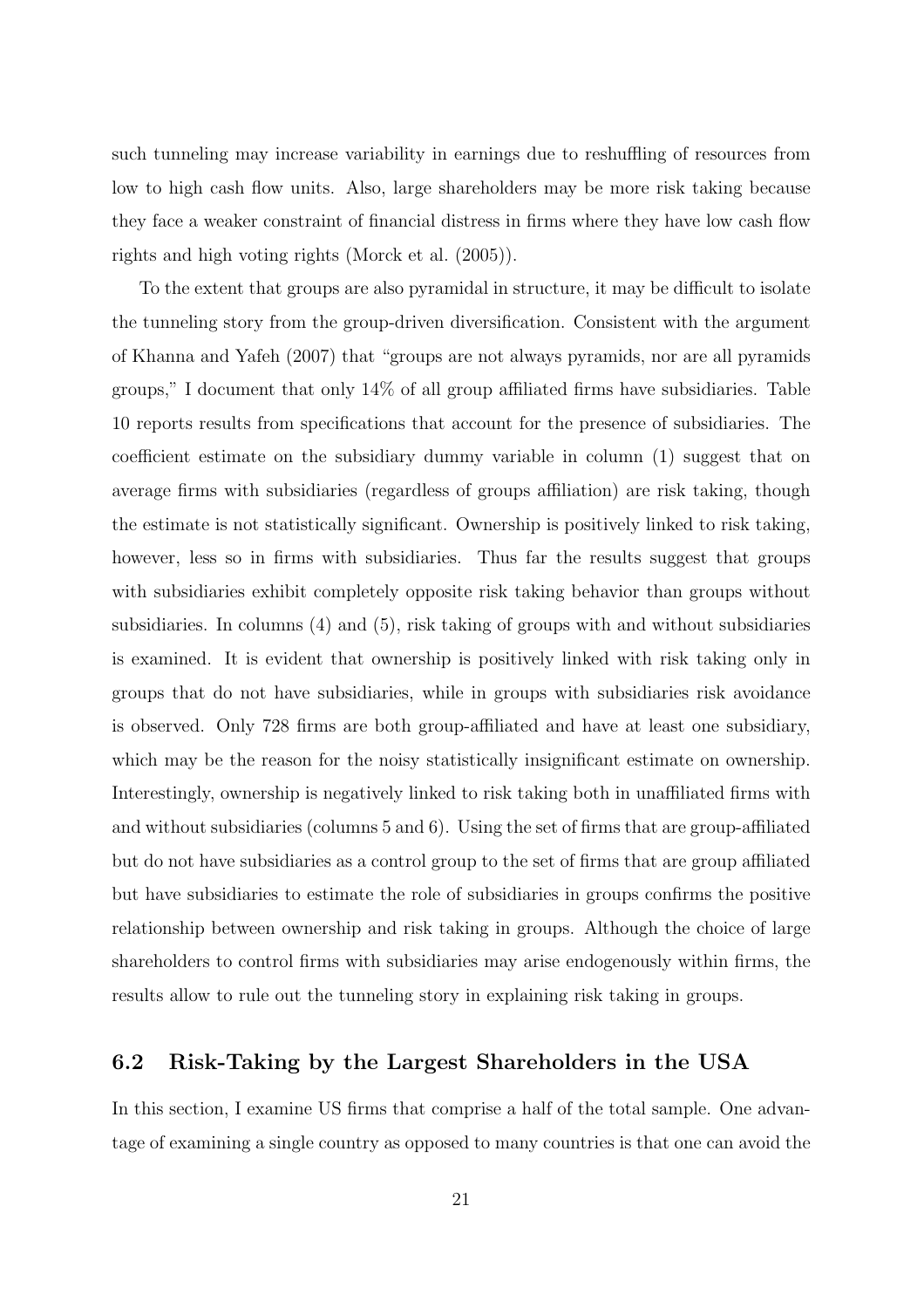such tunneling may increase variability in earnings due to reshuffling of resources from low to high cash flow units. Also, large shareholders may be more risk taking because they face a weaker constraint of financial distress in firms where they have low cash flow rights and high voting rights (Morck et al. (2005)).

To the extent that groups are also pyramidal in structure, it may be difficult to isolate the tunneling story from the group-driven diversification. Consistent with the argument of Khanna and Yafeh (2007) that "groups are not always pyramids, nor are all pyramids groups," I document that only 14% of all group affiliated firms have subsidiaries. Table 10 reports results from specifications that account for the presence of subsidiaries. The coefficient estimate on the subsidiary dummy variable in column (1) suggest that on average firms with subsidiaries (regardless of groups affiliation) are risk taking, though the estimate is not statistically significant. Ownership is positively linked to risk taking, however, less so in firms with subsidiaries. Thus far the results suggest that groups with subsidiaries exhibit completely opposite risk taking behavior than groups without subsidiaries. In columns (4) and (5), risk taking of groups with and without subsidiaries is examined. It is evident that ownership is positively linked with risk taking only in groups that do not have subsidiaries, while in groups with subsidiaries risk avoidance is observed. Only 728 firms are both group-affiliated and have at least one subsidiary, which may be the reason for the noisy statistically insignificant estimate on ownership. Interestingly, ownership is negatively linked to risk taking both in unaffiliated firms with and without subsidiaries (columns 5 and 6). Using the set of firms that are group-affiliated but do not have subsidiaries as a control group to the set of firms that are group affiliated but have subsidiaries to estimate the role of subsidiaries in groups confirms the positive relationship between ownership and risk taking in groups. Although the choice of large shareholders to control firms with subsidiaries may arise endogenously within firms, the results allow to rule out the tunneling story in explaining risk taking in groups.

## 6.2 Risk-Taking by the Largest Shareholders in the USA

In this section, I examine US firms that comprise a half of the total sample. One advantage of examining a single country as opposed to many countries is that one can avoid the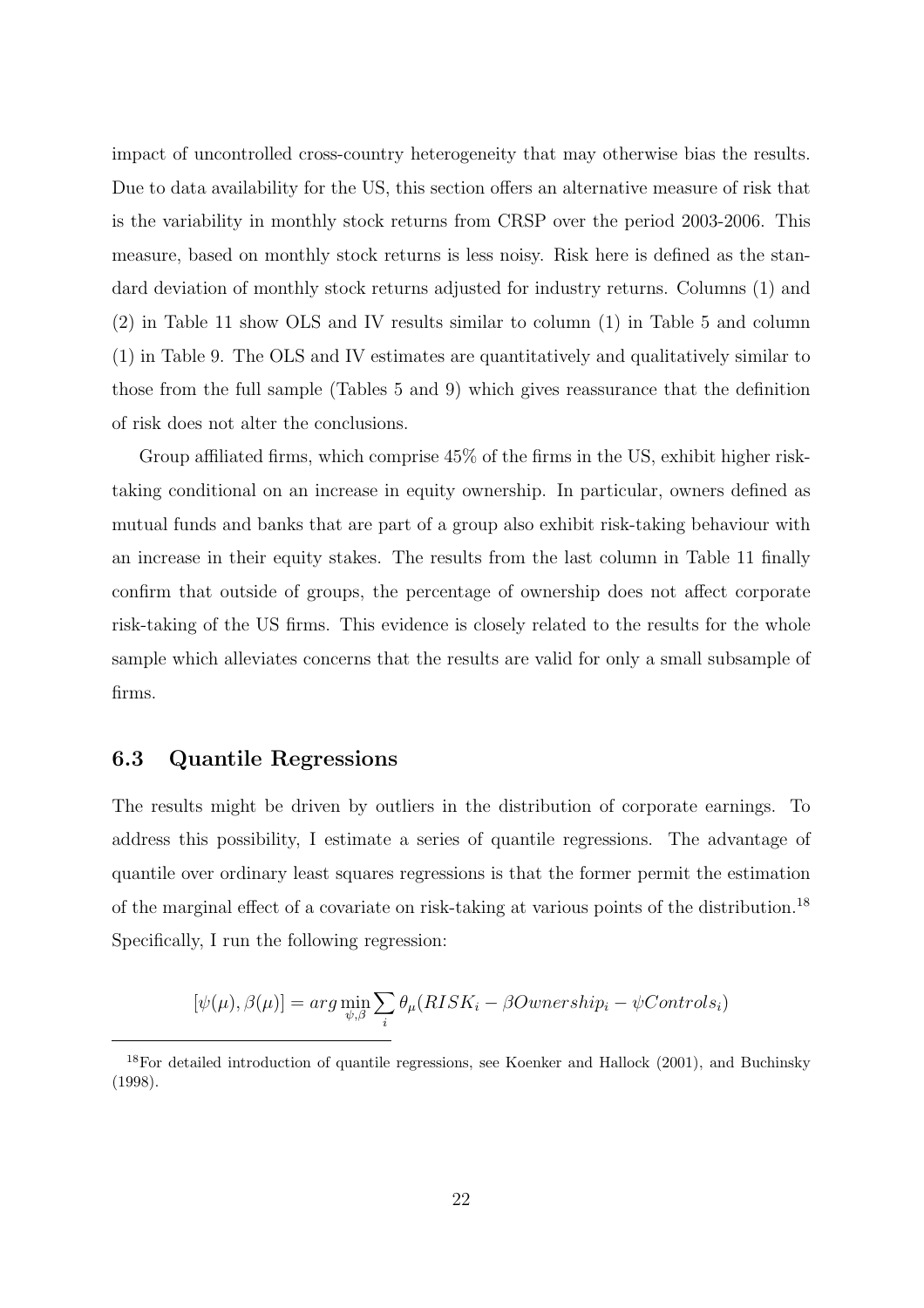impact of uncontrolled cross-country heterogeneity that may otherwise bias the results. Due to data availability for the US, this section offers an alternative measure of risk that is the variability in monthly stock returns from CRSP over the period 2003-2006. This measure, based on monthly stock returns is less noisy. Risk here is defined as the standard deviation of monthly stock returns adjusted for industry returns. Columns (1) and (2) in Table 11 show OLS and IV results similar to column (1) in Table 5 and column (1) in Table 9. The OLS and IV estimates are quantitatively and qualitatively similar to those from the full sample (Tables 5 and 9) which gives reassurance that the definition of risk does not alter the conclusions.

Group affiliated firms, which comprise 45% of the firms in the US, exhibit higher risk-taking conditional on an increase in equity ownership. In particular, owners defined as mutual funds and banks that are part of a group also exhibit risk-taking behaviour with an increase in their equity stakes. The results from the last column in Table 11 finally confirm that outside of groups, the percentage of ownership does not affect corporate risk-taking of the US firms. This evidence is closely related to the results for the whole sample which alleviates concerns that the results are valid for only a small subsample of firms.

### 6.3 Quantile Regressions

The results might be driven by outliers in the distribution of corporate earnings. To address this possibility, I estimate a series of quantile regressions. The advantage of quantile over ordinary least squares regressions is that the former permit the estimation of the marginal effect of a covariate on risk-taking at various points of the distribution.[18] Specifically, I run the following regression:

$$[\psi(\mu), \beta(\mu)] = arg \min_{\psi,\beta} \sum_i \theta_\mu(RISK_i - \beta Ownership_i - \psi Controls_i)$$

[18] For detailed introduction of quantile regressions, see Koenker and Hallock (2001), and Buchinsky (1998).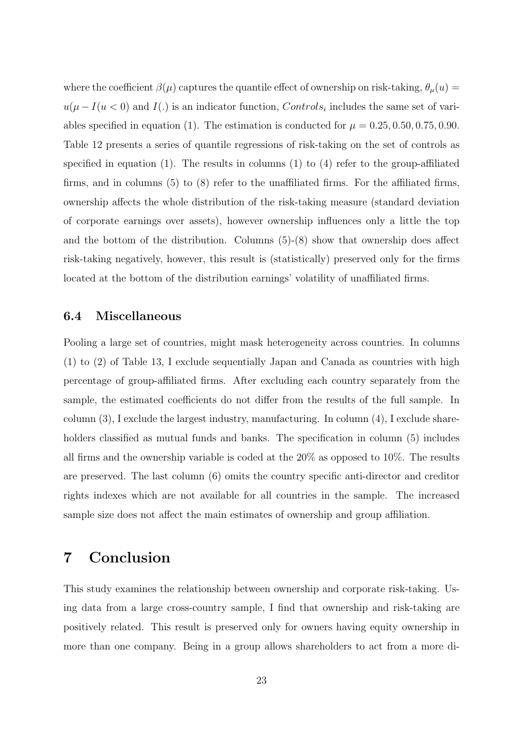where the coefficient $\beta(\mu)$ captures the quantile effect of ownership on risk-taking, $\theta_\mu(u) = u(\mu - I(u < 0)$ and $I(.)$ is an indicator function, $Controls_i$ includes the same set of variables specified in equation (1). The estimation is conducted for $\mu = 0.25, 0.50, 0.75, 0.90$. Table 12 presents a series of quantile regressions of risk-taking on the set of controls as specified in equation (1). The results in columns (1) to (4) refer to the group-affiliated firms, and in columns (5) to (8) refer to the unaffiliated firms. For the affiliated firms, ownership affects the whole distribution of the risk-taking measure (standard deviation of corporate earnings over assets), however ownership influences only a little the top and the bottom of the distribution. Columns (5)-(8) show that ownership does affect risk-taking negatively, however, this result is (statistically) preserved only for the firms located at the bottom of the distribution earnings' volatility of unaffiliated firms.

### 6.4 Miscellaneous

Pooling a large set of countries, might mask heterogeneity across countries. In columns (1) to (2) of Table 13, I exclude sequentially Japan and Canada as countries with high percentage of group-affiliated firms. After excluding each country separately from the sample, the estimated coefficients do not differ from the results of the full sample. In column (3), I exclude the largest industry, manufacturing. In column (4), I exclude shareholders classified as mutual funds and banks. The specification in column (5) includes all firms and the ownership variable is coded at the 20% as opposed to 10%. The results are preserved. The last column (6) omits the country specific anti-director and creditor rights indexes which are not available for all countries in the sample. The increased sample size does not affect the main estimates of ownership and group affiliation.

## 7 Conclusion

This study examines the relationship between ownership and corporate risk-taking. Using data from a large cross-country sample, I find that ownership and risk-taking are positively related. This result is preserved only for owners having equity ownership in more than one company. Being in a group allows shareholders to act from a more di-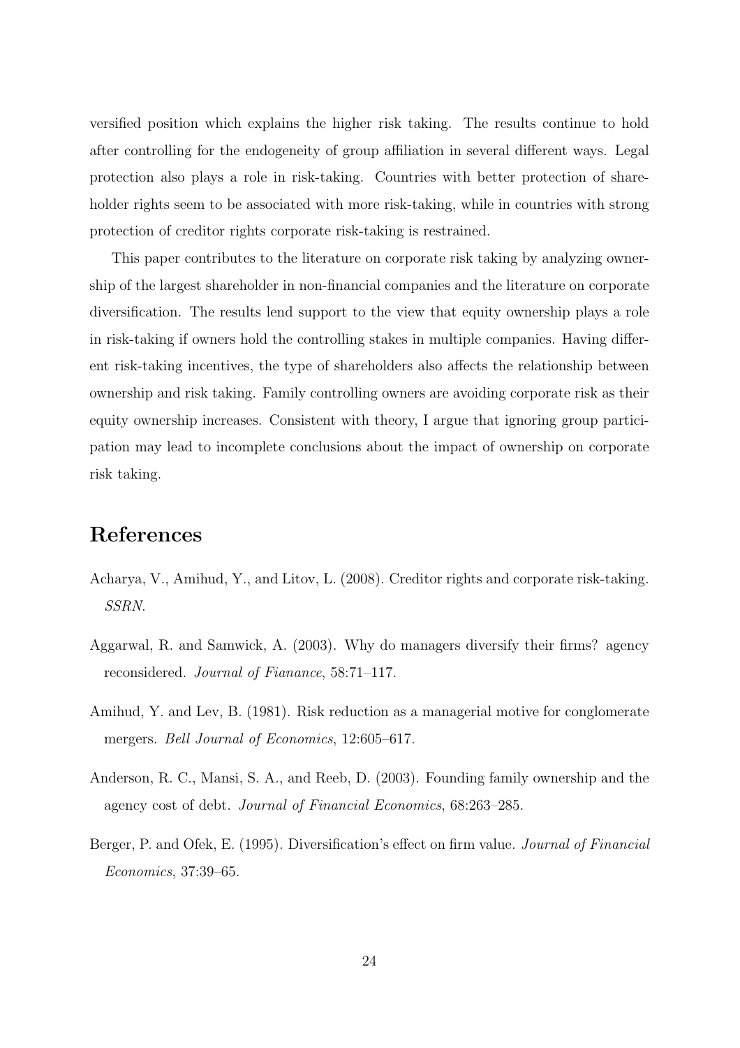versified position which explains the higher risk taking. The results continue to hold after controlling for the endogeneity of group affiliation in several different ways. Legal protection also plays a role in risk-taking. Countries with better protection of shareholder rights seem to be associated with more risk-taking, while in countries with strong protection of creditor rights corporate risk-taking is restrained.

This paper contributes to the literature on corporate risk taking by analyzing ownership of the largest shareholder in non-financial companies and the literature on corporate diversification. The results lend support to the view that equity ownership plays a role in risk-taking if owners hold the controlling stakes in multiple companies. Having different risk-taking incentives, the type of shareholders also affects the relationship between ownership and risk taking. Family controlling owners are avoiding corporate risk as their equity ownership increases. Consistent with theory, I argue that ignoring group participation may lead to incomplete conclusions about the impact of ownership on corporate risk taking.

# References

Acharya, V., Amihud, Y., and Litov, L. (2008). Creditor rights and corporate risk-taking. *SSRN*.

Aggarwal, R. and Samwick, A. (2003). Why do managers diversify their firms? agency reconsidered. *Journal of Fianance*, 58:71–117.

Amihud, Y. and Lev, B. (1981). Risk reduction as a managerial motive for conglomerate mergers. *Bell Journal of Economics*, 12:605–617.

Anderson, R. C., Mansi, S. A., and Reeb, D. (2003). Founding family ownership and the agency cost of debt. *Journal of Financial Economics*, 68:263–285.

Berger, P. and Ofek, E. (1995). Diversification's effect on firm value. *Journal of Financial Economics*, 37:39–65.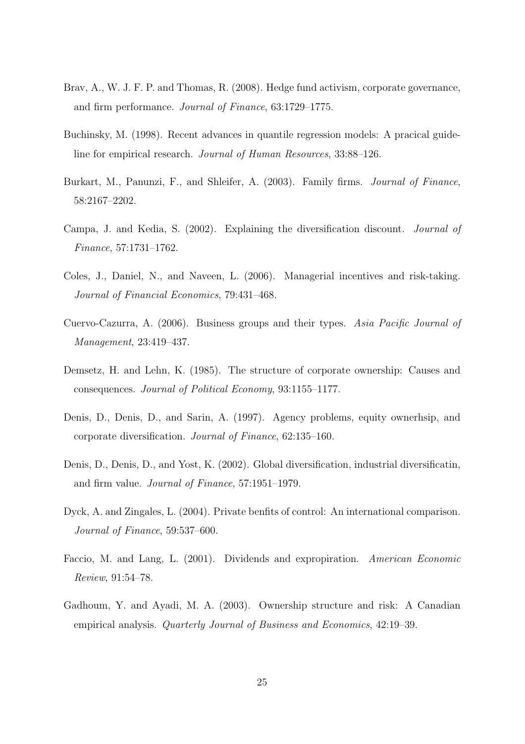Brav, A., W. J. F. P. and Thomas, R. (2008). Hedge fund activism, corporate governance, and firm performance. *Journal of Finance*, 63:1729–1775.

Buchinsky, M. (1998). Recent advances in quantile regression models: A pracical guideline for empirical research. *Journal of Human Resources*, 33:88–126.

Burkart, M., Panunzi, F., and Shleifer, A. (2003). Family firms. *Journal of Finance*, 58:2167–2202.

Campa, J. and Kedia, S. (2002). Explaining the diversification discount. *Journal of Finance*, 57:1731–1762.

Coles, J., Daniel, N., and Naveen, L. (2006). Managerial incentives and risk-taking. *Journal of Financial Economics*, 79:431–468.

Cuervo-Cazurra, A. (2006). Business groups and their types. *Asia Pacific Journal of Management*, 23:419–437.

Demsetz, H. and Lehn, K. (1985). The structure of corporate ownership: Causes and consequences. *Journal of Political Economy*, 93:1155–1177.

Denis, D., Denis, D., and Sarin, A. (1997). Agency problems, equity ownerhsip, and corporate diversification. *Journal of Finance*, 62:135–160.

Denis, D., Denis, D., and Yost, K. (2002). Global diversification, industrial diversificatin, and firm value. *Journal of Finance*, 57:1951–1979.

Dyck, A. and Zingales, L. (2004). Private benfits of control: An international comparison. *Journal of Finance*, 59:537–600.

Faccio, M. and Lang, L. (2001). Dividends and expropiration. *American Economic Review*, 91:54–78.

Gadhoum, Y. and Ayadi, M. A. (2003). Ownership structure and risk: A Canadian empirical analysis. *Quarterly Journal of Business and Economics*, 42:19–39.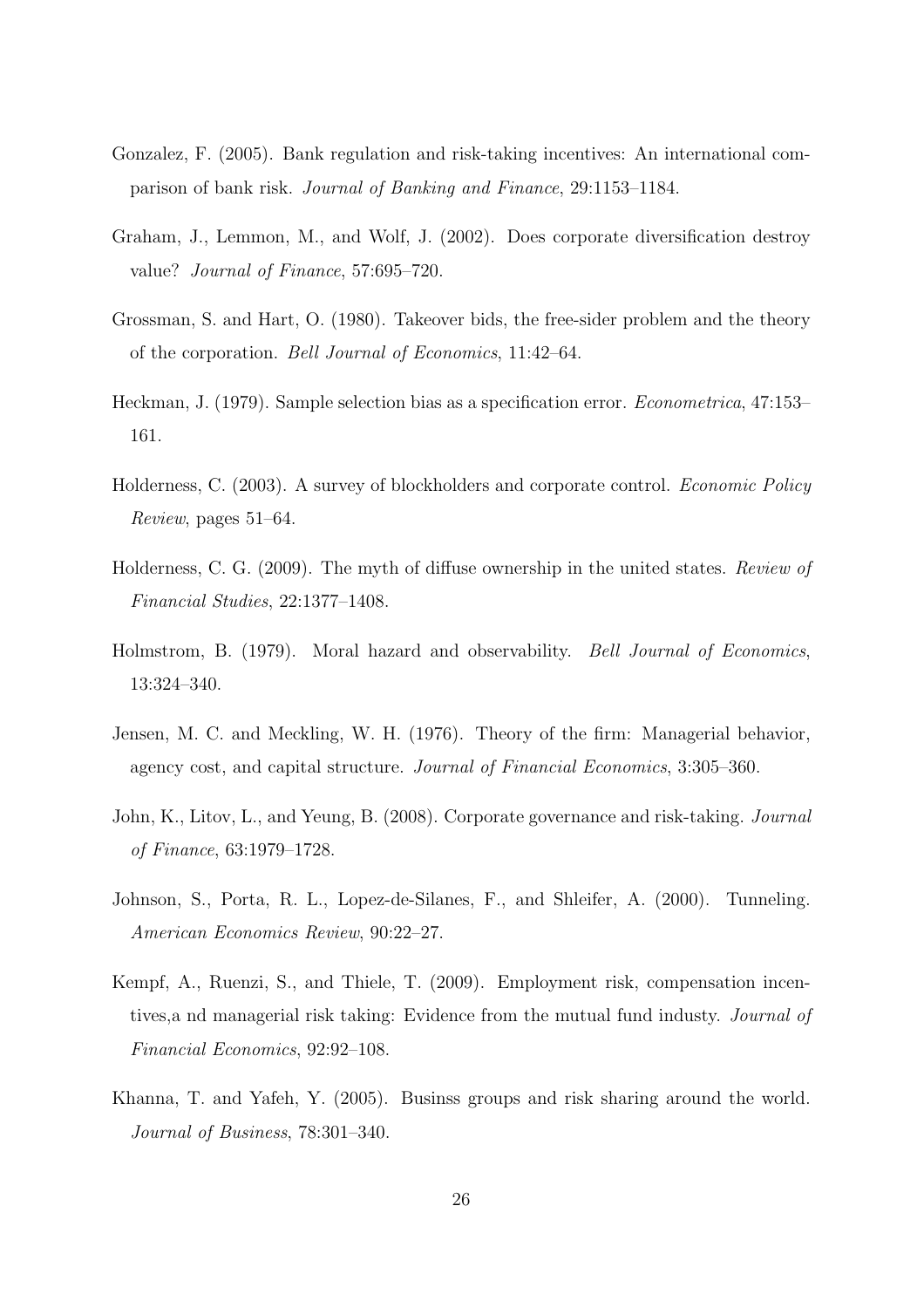Gonzalez, F. (2005). Bank regulation and risk-taking incentives: An international comparison of bank risk. *Journal of Banking and Finance*, 29:1153–1184.

Graham, J., Lemmon, M., and Wolf, J. (2002). Does corporate diversification destroy value? *Journal of Finance*, 57:695–720.

Grossman, S. and Hart, O. (1980). Takeover bids, the free-sider problem and the theory of the corporation. *Bell Journal of Economics*, 11:42–64.

Heckman, J. (1979). Sample selection bias as a specification error. *Econometrica*, 47:153–161.

Holderness, C. (2003). A survey of blockholders and corporate control. *Economic Policy Review*, pages 51–64.

Holderness, C. G. (2009). The myth of diffuse ownership in the united states. *Review of Financial Studies*, 22:1377–1408.

Holmstrom, B. (1979). Moral hazard and observability. *Bell Journal of Economics*, 13:324–340.

Jensen, M. C. and Meckling, W. H. (1976). Theory of the firm: Managerial behavior, agency cost, and capital structure. *Journal of Financial Economics*, 3:305–360.

John, K., Litov, L., and Yeung, B. (2008). Corporate governance and risk-taking. *Journal of Finance*, 63:1979–1728.

Johnson, S., Porta, R. L., Lopez-de-Silanes, F., and Shleifer, A. (2000). Tunneling. *American Economics Review*, 90:22–27.

Kempf, A., Ruenzi, S., and Thiele, T. (2009). Employment risk, compensation incentives,a nd managerial risk taking: Evidence from the mutual fund industy. *Journal of Financial Economics*, 92:92–108.

Khanna, T. and Yafeh, Y. (2005). Businss groups and risk sharing around the world. *Journal of Business*, 78:301–340.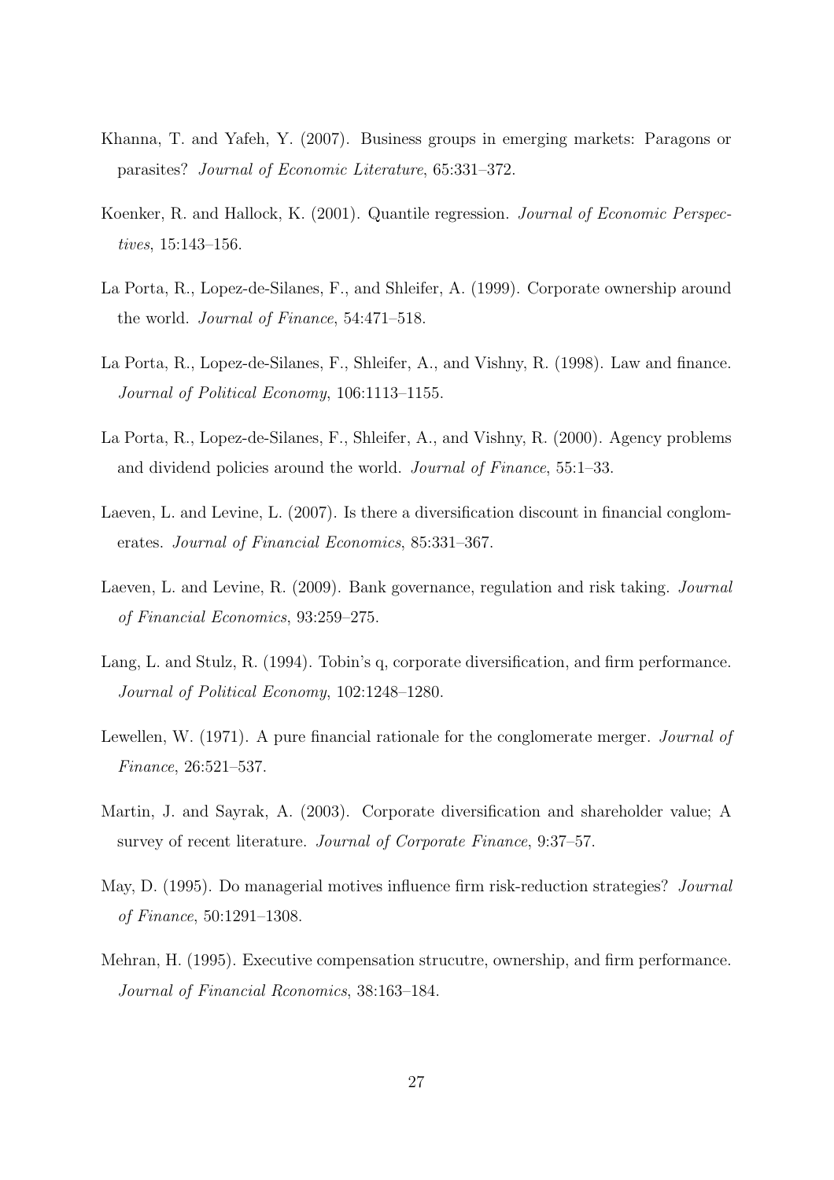Khanna, T. and Yafeh, Y. (2007). Business groups in emerging markets: Paragons or parasites? *Journal of Economic Literature*, 65:331–372.

Koenker, R. and Hallock, K. (2001). Quantile regression. *Journal of Economic Perspectives*, 15:143–156.

La Porta, R., Lopez-de-Silanes, F., and Shleifer, A. (1999). Corporate ownership around the world. *Journal of Finance*, 54:471–518.

La Porta, R., Lopez-de-Silanes, F., Shleifer, A., and Vishny, R. (1998). Law and finance. *Journal of Political Economy*, 106:1113–1155.

La Porta, R., Lopez-de-Silanes, F., Shleifer, A., and Vishny, R. (2000). Agency problems and dividend policies around the world. *Journal of Finance*, 55:1–33.

Laeven, L. and Levine, L. (2007). Is there a diversification discount in financial conglomerates. *Journal of Financial Economics*, 85:331–367.

Laeven, L. and Levine, R. (2009). Bank governance, regulation and risk taking. *Journal of Financial Economics*, 93:259–275.

Lang, L. and Stulz, R. (1994). Tobin's q, corporate diversification, and firm performance. *Journal of Political Economy*, 102:1248–1280.

Lewellen, W. (1971). A pure financial rationale for the conglomerate merger. *Journal of Finance*, 26:521–537.

Martin, J. and Sayrak, A. (2003). Corporate diversification and shareholder value; A survey of recent literature. *Journal of Corporate Finance*, 9:37–57.

May, D. (1995). Do managerial motives influence firm risk-reduction strategies? *Journal of Finance*, 50:1291–1308.

Mehran, H. (1995). Executive compensation strucutre, ownership, and firm performance. *Journal of Financial Rconomics*, 38:163–184.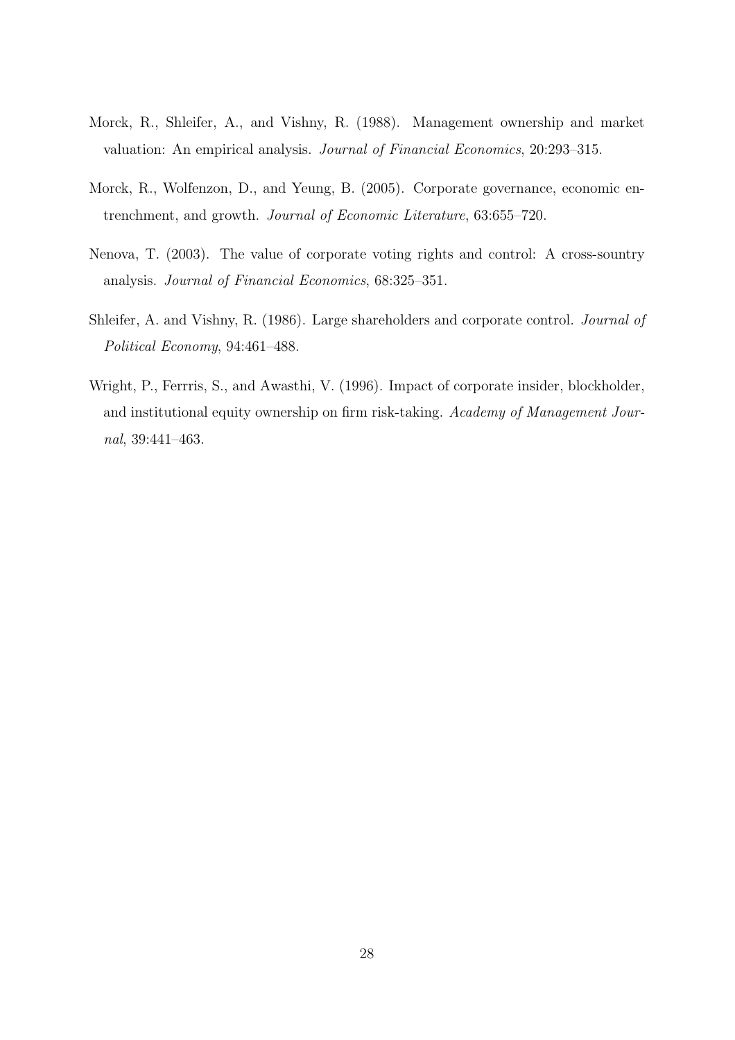Morck, R., Shleifer, A., and Vishny, R. (1988). Management ownership and market valuation: An empirical analysis. *Journal of Financial Economics*, 20:293–315.

Morck, R., Wolfenzon, D., and Yeung, B. (2005). Corporate governance, economic entrenchment, and growth. *Journal of Economic Literature*, 63:655–720.

Nenova, T. (2003). The value of corporate voting rights and control: A cross-sountry analysis. *Journal of Financial Economics*, 68:325–351.

Shleifer, A. and Vishny, R. (1986). Large shareholders and corporate control. *Journal of Political Economy*, 94:461–488.

Wright, P., Ferrris, S., and Awasthi, V. (1996). Impact of corporate insider, blockholder, and institutional equity ownership on firm risk-taking. *Academy of Management Journal*, 39:441–463.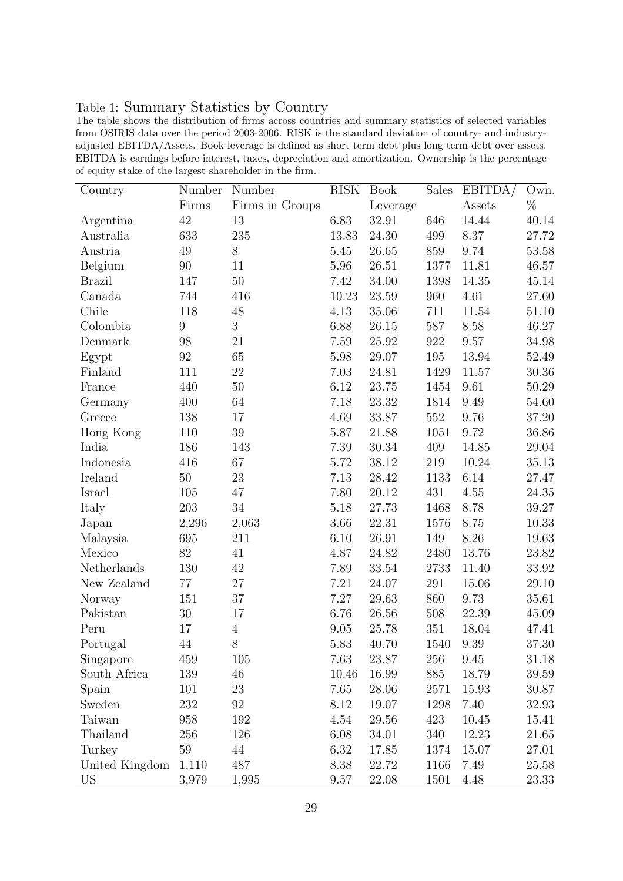Table 1: Summary Statistics by Country

The table shows the distribution of firms across countries and summary statistics of selected variables from OSIRIS data over the period 2003-2006. RISK is the standard deviation of country- and industry-adjusted EBITDA/Assets. Book leverage is defined as short term debt plus long term debt over assets. EBITDA is earnings before interest, taxes, depreciation and amortization. Ownership is the percentage of equity stake of the largest shareholder in the firm.

| Country | Number Firms | Number Firms in Groups | RISK | Book Leverage | Sales | EBITDA/ Assets | Own. % |
|---|---|---|---|---|---|---|---|
| Argentina | 42 | 13 | 6.83 | 32.91 | 646 | 14.44 | 40.14 |
| Australia | 633 | 235 | 13.83 | 24.30 | 499 | 8.37 | 27.72 |
| Austria | 49 | 8 | 5.45 | 26.65 | 859 | 9.74 | 53.58 |
| Belgium | 90 | 11 | 5.96 | 26.51 | 1377 | 11.81 | 46.57 |
| Brazil | 147 | 50 | 7.42 | 34.00 | 1398 | 14.35 | 45.14 |
| Canada | 744 | 416 | 10.23 | 23.59 | 960 | 4.61 | 27.60 |
| Chile | 118 | 48 | 4.13 | 35.06 | 711 | 11.54 | 51.10 |
| Colombia | 9 | 3 | 6.88 | 26.15 | 587 | 8.58 | 46.27 |
| Denmark | 98 | 21 | 7.59 | 25.92 | 922 | 9.57 | 34.98 |
| Egypt | 92 | 65 | 5.98 | 29.07 | 195 | 13.94 | 52.49 |
| Finland | 111 | 22 | 7.03 | 24.81 | 1429 | 11.57 | 30.36 |
| France | 440 | 50 | 6.12 | 23.75 | 1454 | 9.61 | 50.29 |
| Germany | 400 | 64 | 7.18 | 23.32 | 1814 | 9.49 | 54.60 |
| Greece | 138 | 17 | 4.69 | 33.87 | 552 | 9.76 | 37.20 |
| Hong Kong | 110 | 39 | 5.87 | 21.88 | 1051 | 9.72 | 36.86 |
| India | 186 | 143 | 7.39 | 30.34 | 409 | 14.85 | 29.04 |
| Indonesia | 416 | 67 | 5.72 | 38.12 | 219 | 10.24 | 35.13 |
| Ireland | 50 | 23 | 7.13 | 28.42 | 1133 | 6.14 | 27.47 |
| Israel | 105 | 47 | 7.80 | 20.12 | 431 | 4.55 | 24.35 |
| Italy | 203 | 34 | 5.18 | 27.73 | 1468 | 8.78 | 39.27 |
| Japan | 2,296 | 2,063 | 3.66 | 22.31 | 1576 | 8.75 | 10.33 |
| Malaysia | 695 | 211 | 6.10 | 26.91 | 149 | 8.26 | 19.63 |
| Mexico | 82 | 41 | 4.87 | 24.82 | 2480 | 13.76 | 23.82 |
| Netherlands | 130 | 42 | 7.89 | 33.54 | 2733 | 11.40 | 33.92 |
| New Zealand | 77 | 27 | 7.21 | 24.07 | 291 | 15.06 | 29.10 |
| Norway | 151 | 37 | 7.27 | 29.63 | 860 | 9.73 | 35.61 |
| Pakistan | 30 | 17 | 6.76 | 26.56 | 508 | 22.39 | 45.09 |
| Peru | 17 | 4 | 9.05 | 25.78 | 351 | 18.04 | 47.41 |
| Portugal | 44 | 8 | 5.83 | 40.70 | 1540 | 9.39 | 37.30 |
| Singapore | 459 | 105 | 7.63 | 23.87 | 256 | 9.45 | 31.18 |
| South Africa | 139 | 46 | 10.46 | 16.99 | 885 | 18.79 | 39.59 |
| Spain | 101 | 23 | 7.65 | 28.06 | 2571 | 15.93 | 30.87 |
| Sweden | 232 | 92 | 8.12 | 19.07 | 1298 | 7.40 | 32.93 |
| Taiwan | 958 | 192 | 4.54 | 29.56 | 423 | 10.45 | 15.41 |
| Thailand | 256 | 126 | 6.08 | 34.01 | 340 | 12.23 | 21.65 |
| Turkey | 59 | 44 | 6.32 | 17.85 | 1374 | 15.07 | 27.01 |
| United Kingdom | 1,110 | 487 | 8.38 | 22.72 | 1166 | 7.49 | 25.58 |
| US | 3,979 | 1,995 | 9.57 | 22.08 | 1501 | 4.48 | 23.33 |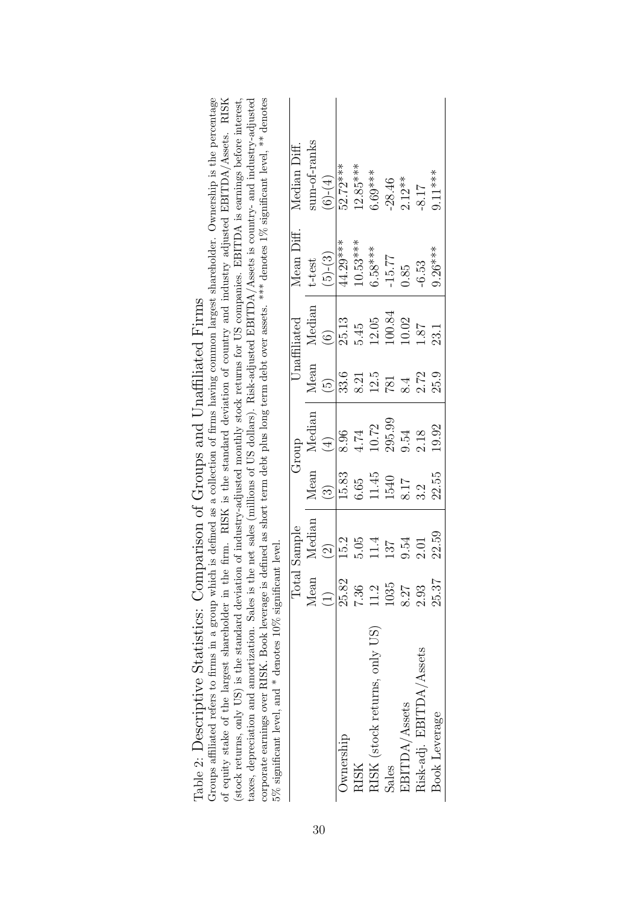Table 2: Descriptive Statistics: Comparison of Groups and Unaffiliated Firms

Groups affiliated refers to firms in a group which is defined as a collection of firms having common largest shareholder. Ownership is the percentage of equity stake of the largest shareholder in the firm. RISK is the standard deviation of country and industry adjusted EBITDA/Assets. RISK (stock returns, only US) is the standard deviation of industry-adjusted monthly stock returns for US companies. EBITDA is earnings before interest, taxes, depreciation and amortization. Sales is the net sales (millions of US dollars). Risk-adjusted EBITDA/Assets is country- and industry-adjusted corporate earnings over RISK. Book leverage is defined as short term debt plus long term debt over assets. *** denotes 1% significant level, ** denotes 5% significant level, and * denotes 10% significant level.

| | Total Sample | | Group | | Unaffiliated | | Mean Diff. | Median Diff. |
|---|---|---|---|---|---|---|---|---|
| | Mean | Median | Mean | Median | Mean | Median | t-test | sum-of-ranks |
| | (1) | (2) | (3) | (4) | (5) | (6) | (5)-(3) | (6)-(4) |
| Ownership | 25.82 | 15.2 | 15.83 | 8.96 | 33.6 | 25.13 | 44.29*** | 52.72*** |
| RISK | 7.36 | 5.05 | 6.65 | 4.74 | 8.21 | 5.45 | 10.53*** | 12.85*** |
| RISK (stock returns, only US) | 11.2 | 11.4 | 11.45 | 10.72 | 12.5 | 12.05 | 6.58*** | 6.69*** |
| Sales | 1035 | 137 | 1540 | 295.99 | 781 | 100.84 | -15.77 | -28.46 |
| EBITDA/Assets | 8.27 | 9.54 | 8.17 | 9.54 | 8.4 | 10.02 | 0.85 | 2.12** |
| Risk-adj. EBITDA/Assets | 2.93 | 2.01 | 3.2 | 2.18 | 2.72 | 1.87 | -6.53 | -8.17 |
| Book Leverage | 25.37 | 22.59 | 22.55 | 19.92 | 25.9 | 23.1 | 9.26*** | 9.11*** |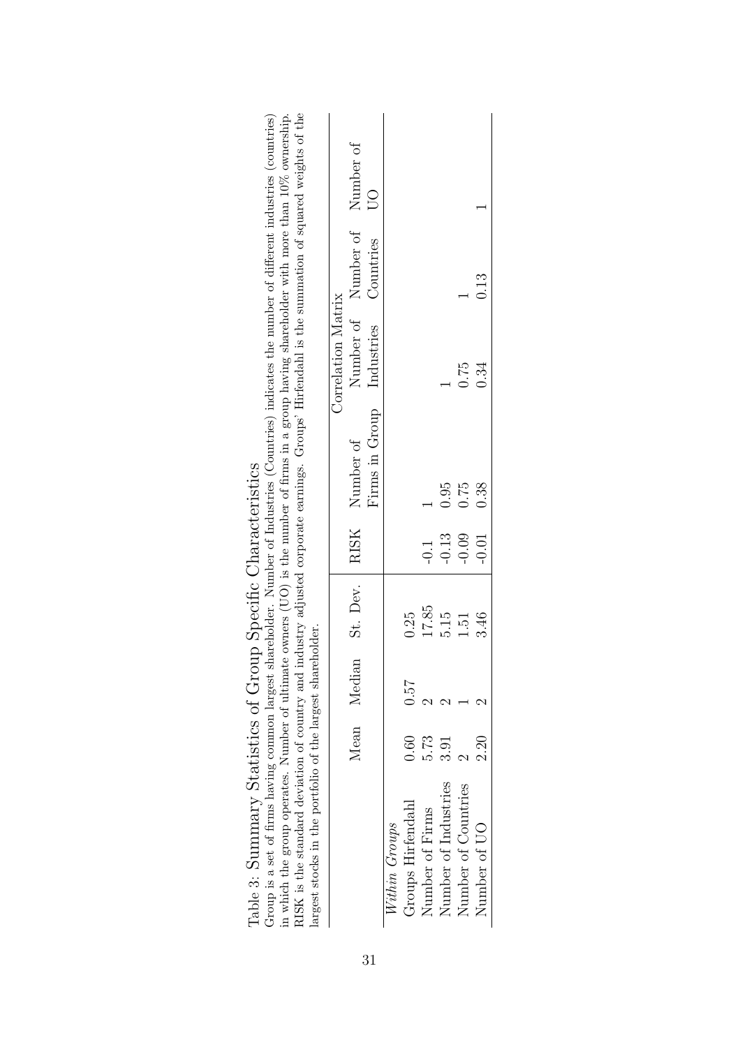Table 3: Summary Statistics of Group Specific Characteristics

Group is a set of firms having common largest shareholder. Number of Industries (Countries) indicates the number of different industries (countries) in which the group operates. Number of ultimate owners (UO) is the number of firms in a group having shareholder with more than 10% ownership. RISK is the standard deviation of country and industry adjusted corporate earnings. Groups' Hirfendahl is the summation of squared weights of the largest stocks in the portfolio of the largest shareholder.

| | Mean | Median | St. Dev. | Correlation Matrix | | | | |
|---|---|---|---|---|---|---|---|---|
| | | | | RISK | Number of Firms in Group | Number of Industries | Number of Countries | Number of UO |
| *Within Groups* | | | | | | | | |
| Groups Hirfendahl | 0.60 | 0.57 | 0.25 | | | | | |
| Number of Firms | 5.73 | 2 | 17.85 | -0.1 | 1 | | | |
| Number of Industries | 3.91 | 2 | 5.15 | -0.13 | 0.95 | 1 | | |
| Number of Countries | 2 | 1 | 1.51 | -0.09 | 0.75 | 0.75 | 1 | |
| Number of UO | 2.20 | 2 | 3.46 | -0.01 | 0.38 | 0.34 | 0.13 | 1 |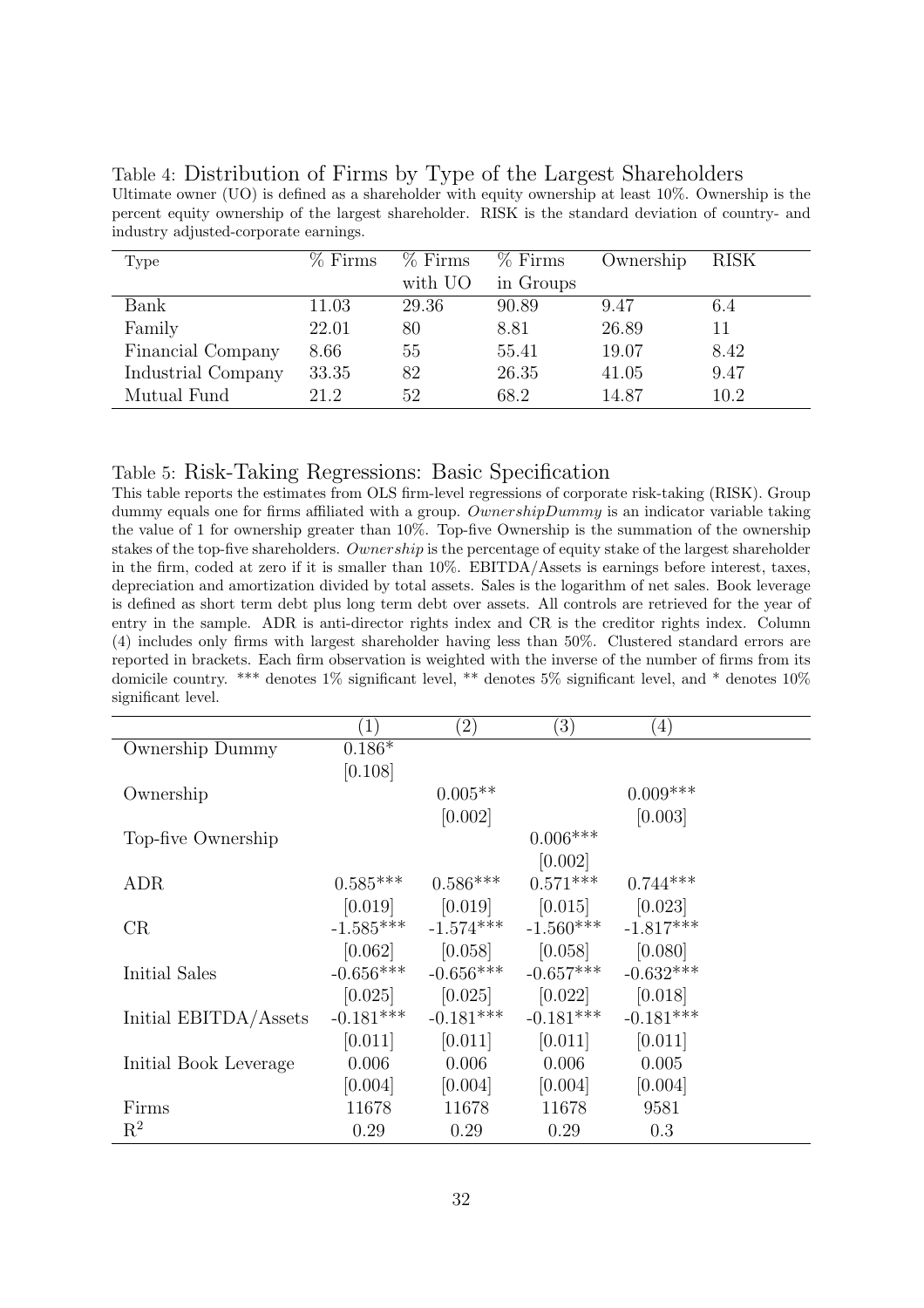Table 4: Distribution of Firms by Type of the Largest Shareholders

Ultimate owner (UO) is defined as a shareholder with equity ownership at least 10%. Ownership is the percent equity ownership of the largest shareholder. RISK is the standard deviation of country- and industry adjusted-corporate earnings.

| Type | % Firms | % Firms with UO | % Firms in Groups | Ownership | RISK |
|---|---|---|---|---|---|
| Bank | 11.03 | 29.36 | 90.89 | 9.47 | 6.4 |
| Family | 22.01 | 80 | 8.81 | 26.89 | 11 |
| Financial Company | 8.66 | 55 | 55.41 | 19.07 | 8.42 |
| Industrial Company | 33.35 | 82 | 26.35 | 41.05 | 9.47 |
| Mutual Fund | 21.2 | 52 | 68.2 | 14.87 | 10.2 |

Table 5: Risk-Taking Regressions: Basic Specification

This table reports the estimates from OLS firm-level regressions of corporate risk-taking (RISK). Group dummy equals one for firms affiliated with a group. *OwnershipDummy* is an indicator variable taking the value of 1 for ownership greater than 10%. Top-five Ownership is the summation of the ownership stakes of the top-five shareholders. *Ownership* is the percentage of equity stake of the largest shareholder in the firm, coded at zero if it is smaller than 10%. EBITDA/Assets is earnings before interest, taxes, depreciation and amortization divided by total assets. Sales is the logarithm of net sales. Book leverage is defined as short term debt plus long term debt over assets. All controls are retrieved for the year of entry in the sample. ADR is anti-director rights index and CR is the creditor rights index. Column (4) includes only firms with largest shareholder having less than 50%. Clustered standard errors are reported in brackets. Each firm observation is weighted with the inverse of the number of firms from its domicile country. *** denotes 1% significant level, ** denotes 5% significant level, and * denotes 10% significant level.

| | (1) | (2) | (3) | (4) |
|---|---|---|---|---|
| Ownership Dummy | 0.186* | | | |
| | [0.108] | | | |
| Ownership | | 0.005** | | 0.009*** |
| | | [0.002] | | [0.003] |
| Top-five Ownership | | | 0.006*** | |
| | | | [0.002] | |
| ADR | 0.585*** | 0.586*** | 0.571*** | 0.744*** |
| | [0.019] | [0.019] | [0.015] | [0.023] |
| CR | -1.585*** | -1.574*** | -1.560*** | -1.817*** |
| | [0.062] | [0.058] | [0.058] | [0.080] |
| Initial Sales | -0.656*** | -0.656*** | -0.657*** | -0.632*** |
| | [0.025] | [0.025] | [0.022] | [0.018] |
| Initial EBITDA/Assets | -0.181*** | -0.181*** | -0.181*** | -0.181*** |
| | [0.011] | [0.011] | [0.011] | [0.011] |
| Initial Book Leverage | 0.006 | 0.006 | 0.006 | 0.005 |
| | [0.004] | [0.004] | [0.004] | [0.004] |
| Firms | 11678 | 11678 | 11678 | 9581 |
| $R^2$ | 0.29 | 0.29 | 0.29 | 0.3 |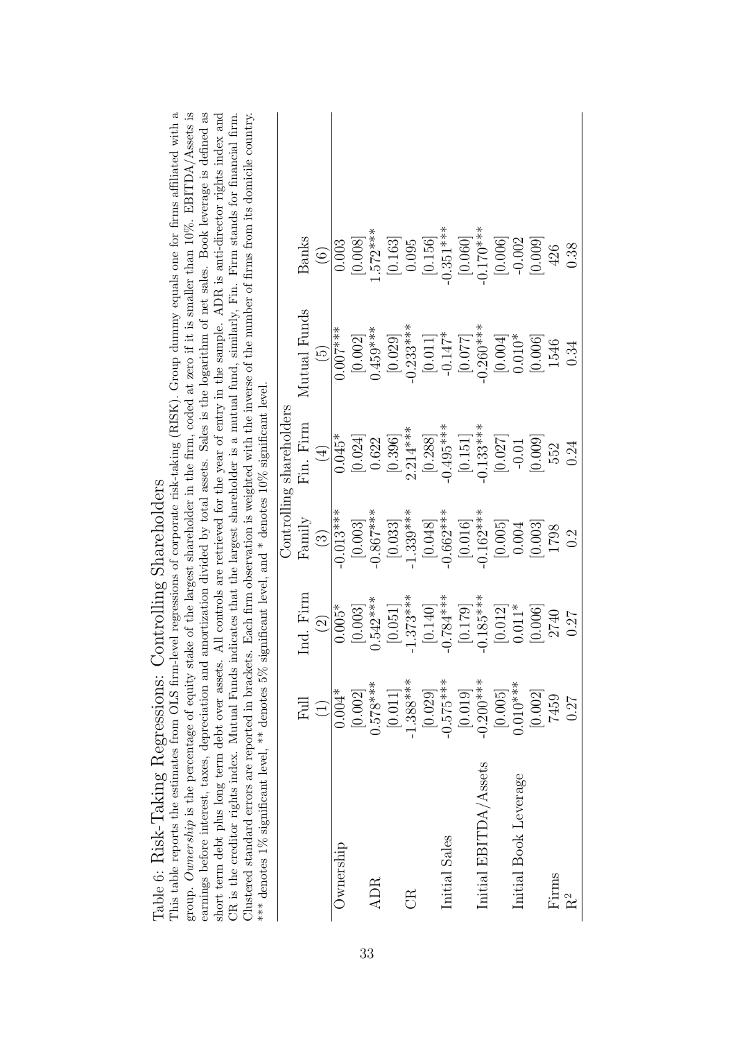## Table 6: Risk-Taking Regressions: Controlling Shareholders

This table reports the estimates from OLS firm-level regressions of corporate risk-taking (RISK). Group dummy equals one for firms affiliated with a group. *Ownership* is the percentage of equity stake of the largest shareholder in the firm, coded at zero if it is smaller than 10%. EBITDA/Assets is earnings before interest, taxes, depreciation and amortization divided by total assets. Sales is the logarithm of net sales. Book leverage is defined as short term debt plus long term debt over assets. All controls are retrieved for the year of entry in the sample. ADR is anti-director rights index and CR is the creditor rights index. Mutual Funds indicates that the largest shareholder is a mutual fund, similarly, Fin. Firm stands for financial firm. Clustered standard errors are reported in brackets. Each firm observation is weighted with the inverse of the number of firms from its domicile country. *** denotes 1% significant level, ** denotes 5% significant level, and * denotes 10% significant level.

| | Full | Controlling shareholders | | | | |
|---|---|---|---|---|---|---|
| | | Ind. Firm | Family | Fin. Firm | Mutual Funds | Banks |
| | (1) | (2) | (3) | (4) | (5) | (6) |
| Ownership | 0.004* | 0.005* | -0.013*** | 0.045* | 0.007*** | 0.003 |
| | [0.002] | [0.003] | [0.003] | [0.024] | [0.002] | [0.008] |
| ADR | 0.578*** | 0.542*** | -0.867*** | 0.622 | 0.459*** | 1.572*** |
| | [0.011] | [0.051] | [0.033] | [0.396] | [0.029] | [0.163] |
| CR | -1.388*** | -1.373*** | -1.339*** | 2.214*** | -0.233*** | 0.095 |
| | [0.029] | [0.140] | [0.048] | [0.288] | [0.011] | [0.156] |
| Initial Sales | -0.575*** | -0.784*** | -0.662*** | -0.495*** | -0.147* | -0.351*** |
| | [0.019] | [0.179] | [0.016] | [0.151] | [0.077] | [0.060] |
| Initial EBITDA/Assets | -0.200*** | -0.185*** | -0.162*** | -0.133*** | -0.260*** | -0.170*** |
| | [0.005] | [0.012] | [0.005] | [0.027] | [0.004] | [0.006] |
| Initial Book Leverage | 0.010*** | 0.011* | 0.004 | -0.01 | 0.010* | -0.002 |
| | [0.002] | [0.006] | [0.003] | [0.009] | [0.006] | [0.009] |
| Firms | 7459 | 2740 | 1798 | 552 | 1546 | 426 |
| $R^2$ | 0.27 | 0.27 | 0.2 | 0.24 | 0.34 | 0.38 |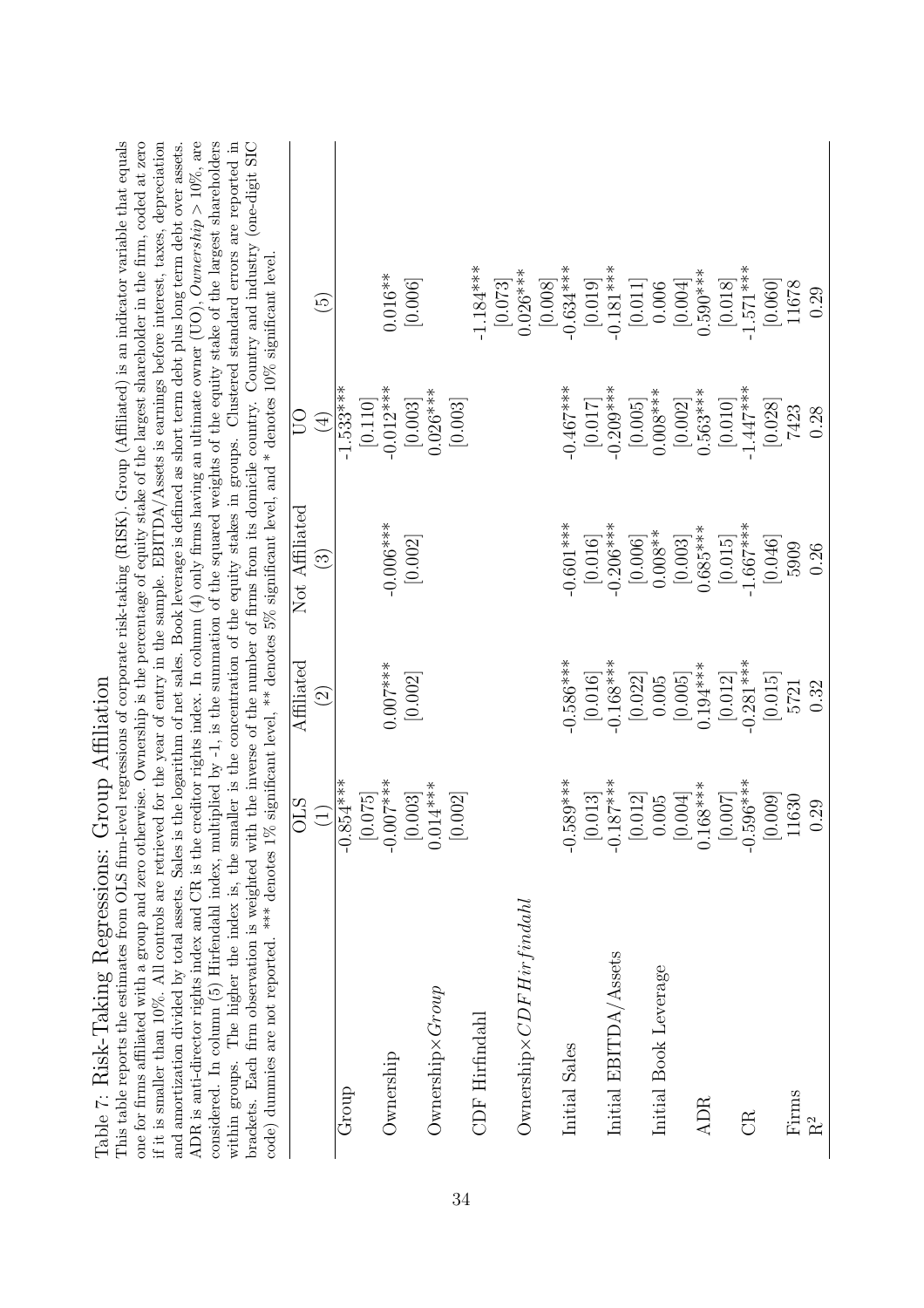## Table 7: Risk-Taking Regressions: Group Affiliation

This table reports the estimates from OLS firm-level regressions of corporate risk-taking (RISK). Group (Affiliated) is an indicator variable that equals one for firms affiliated with a group and zero otherwise. Ownership is the percentage of equity stake of the largest shareholder in the firm, coded at zero if it is smaller than 10%. All controls are retrieved for the year of entry in the sample. EBITDA/Assets is earnings before interest, taxes, depreciation and amortization divided by total assets. Sales is the logarithm of net sales. Book leverage is defined as short term debt plus long term debt over assets. ADR is anti-director rights index and CR is the creditor rights index. In column (4) only firms having an ultimate owner (UO), *Ownership* > 10%, are considered. In column (5) Hirfendahl index, multiplied by -1, is the summation of the squared weights of the equity stake of the largest shareholders within groups. The higher the index is, the smaller is the concentration of the equity stakes in groups. Clustered standard errors are reported in brackets. Each firm observation is weighted with the inverse of the number of firms from its domicile country. Country and industry (one-digit SIC code) dummies are not reported. *** denotes 1% significant level, ** denotes 5% significant level, and * denotes 10% significant level.

| | OLS | Affiliated | Not Affiliated | UO | |
|---|---|---|---|---|---|
| | (1) | (2) | (3) | (4) | (5) |
| Group | -0.854*** | | | -1.533*** | |
| | [0.075] | | | [0.110] | |
| Ownership | -0.007*** | 0.007*** | -0.006*** | -0.012*** | 0.016** |
| | [0.003] | [0.002] | [0.002] | [0.003] | [0.006] |
| Ownership×*Group* | 0.014*** | | | 0.026*** | |
| | [0.002] | | | [0.003] | |
| CDF Hirfindahl | | | | | -1.184*** |
| | | | | | [0.073] |
| Ownership×*CDF Hirfindahl* | | | | | 0.026*** |
| | | | | | [0.008] |
| Initial Sales | -0.589*** | -0.586*** | -0.601*** | -0.467*** | -0.634*** |
| | [0.013] | [0.016] | [0.016] | [0.017] | [0.019] |
| Initial EBITDA/Assets | -0.187*** | -0.168*** | -0.206*** | -0.209*** | -0.181*** |
| | [0.012] | [0.022] | [0.006] | [0.005] | [0.011] |
| Initial Book Leverage | 0.005 | 0.005 | 0.008** | 0.008*** | 0.006 |
| | [0.004] | [0.005] | [0.003] | [0.002] | [0.004] |
| ADR | 0.168*** | 0.194*** | 0.685*** | 0.563*** | 0.590*** |
| | [0.007] | [0.012] | [0.015] | [0.010] | [0.018] |
| CR | -0.596*** | -0.281*** | -1.667*** | -1.447*** | -1.571*** |
| | [0.009] | [0.015] | [0.046] | [0.028] | [0.060] |
| Firms | 11630 | 5721 | 5909 | 7423 | 11678 |
| $R^2$ | 0.29 | 0.32 | 0.26 | 0.28 | 0.29 |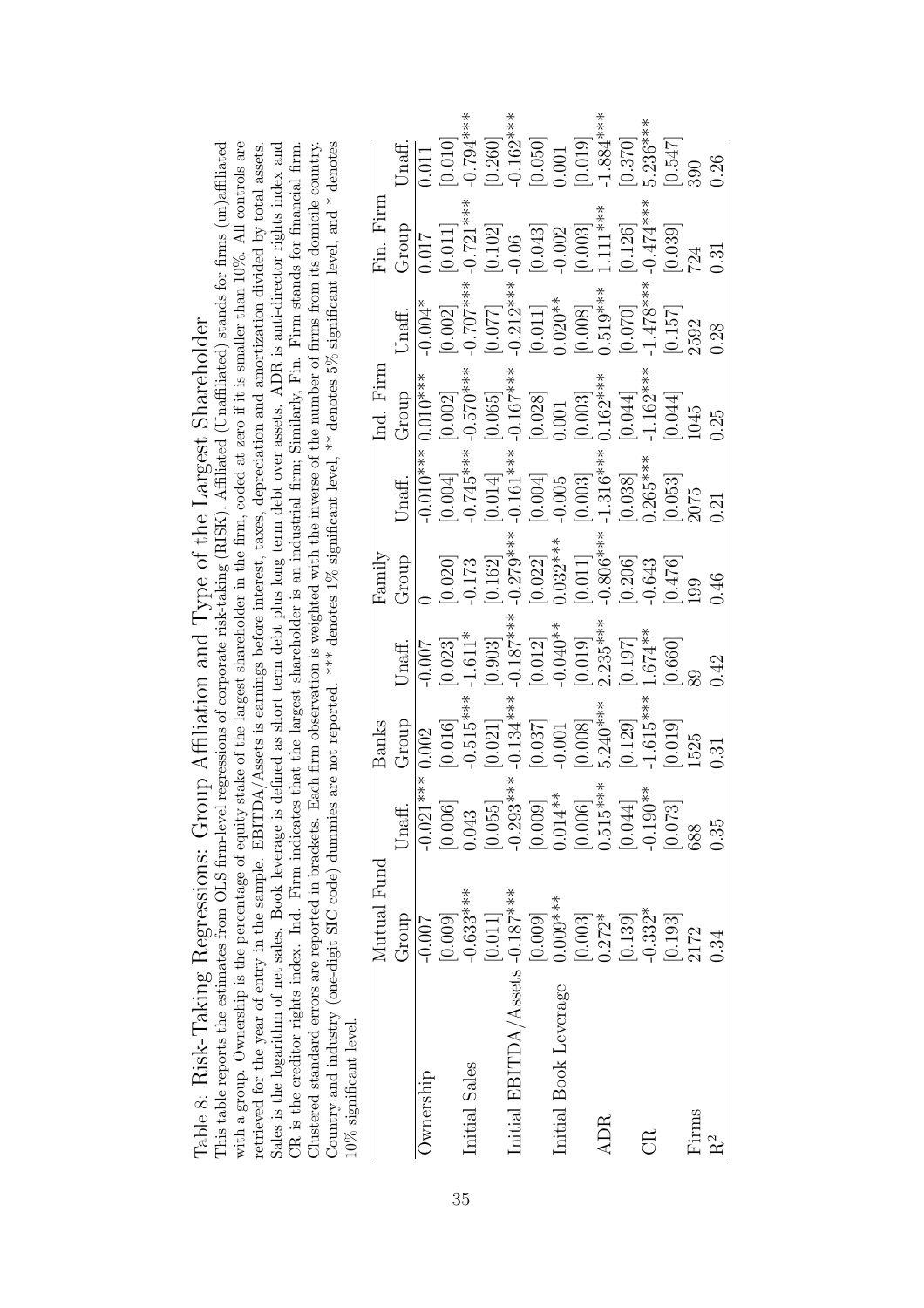## Table 8: Risk-Taking Regressions: Group Affiliation and Type of the Largest Shareholder

This table reports the estimates from OLS firm-level regressions of corporate risk-taking (RISK). Affiliated (Unaffiliated) stands for firms (un)affiliated with a group. Ownership is the percentage of equity stake of the largest shareholder in the firm, coded at zero if it is smaller than 10%. All controls are retrieved for the year of entry in the sample. EBITDA/Assets is earnings before interest, taxes, depreciation and amortization divided by total assets. Sales is the logarithm of net sales. Book leverage is defined as short term debt plus long term debt over assets. ADR is anti-director rights index and CR is the creditor rights index. Ind. Firm indicates that the largest shareholder is an industrial firm; Similarly, Fin. Firm stands for financial firm. Clustered standard errors are reported in brackets. Each firm observation is weighted with the inverse of the number of firms from its domicile country. Country and industry (one-digit SIC code) dummies are not reported. *** denotes 1% significant level, ** denotes 5% significant level, and * denotes 10% significant level.

| | Mutual Fund | | Banks | | Family | | Ind. Firm | | Fin. Firm | |
|---|---|---|---|---|---|---|---|---|---|---|
| | Group | Unaff. | Group | Unaff. | Group | Unaff. | Group | Unaff. | Group | Unaff. |
| Ownership | -0.007 | -0.021*** | 0.002 | -0.007 | 0 | -0.010*** | 0.010*** | -0.004* | 0.017 | 0.011 |
| | [0.009] | [0.006] | [0.016] | [0.023] | [0.020] | [0.004] | [0.002] | [0.002] | [0.011] | [0.010] |
| Initial Sales | -0.633*** | 0.043 | -0.515*** | -1.611* | -0.173 | -0.745*** | -0.570*** | -0.707*** | -0.721*** | -0.794*** |
| | [0.011] | [0.055] | [0.021] | [0.903] | [0.162] | [0.014] | [0.065] | [0.077] | [0.102] | [0.260] |
| Initial EBITDA/Assets | -0.187*** | -0.293*** | -0.134*** | -0.187*** | -0.279*** | -0.161*** | -0.167*** | -0.212*** | -0.06 | -0.162*** |
| | [0.009] | [0.009] | [0.037] | [0.012] | [0.022] | [0.004] | [0.028] | [0.011] | [0.043] | [0.050] |
| Initial Book Leverage | 0.009*** | 0.014** | -0.001 | -0.040** | 0.032*** | -0.005 | 0.001 | 0.020** | -0.002 | 0.001 |
| | [0.003] | [0.006] | [0.008] | [0.019] | [0.011] | [0.003] | [0.003] | [0.008] | [0.003] | [0.019] |
| ADR | 0.272* | 0.515*** | 5.240*** | 2.235*** | -0.806*** | -1.316*** | 0.162*** | 0.519*** | 1.111*** | -1.884*** |
| | [0.139] | [0.044] | [0.129] | [0.197] | [0.206] | [0.038] | [0.044] | [0.070] | [0.126] | [0.370] |
| CR | -0.332* | -0.190** | -1.615*** | 1.674** | -0.643 | 0.265*** | -1.162*** | -1.478*** | -0.474*** | 5.236*** |
| | [0.193] | [0.073] | [0.019] | [0.660] | [0.476] | [0.053] | [0.044] | [0.157] | [0.039] | [0.547] |
| Firms | 2172 | 688 | 1525 | 89 | 199 | 2075 | 1045 | 2592 | 724 | 390 |
| $R^2$ | 0.34 | 0.35 | 0.31 | 0.42 | 0.46 | 0.21 | 0.25 | 0.28 | 0.31 | 0.26 |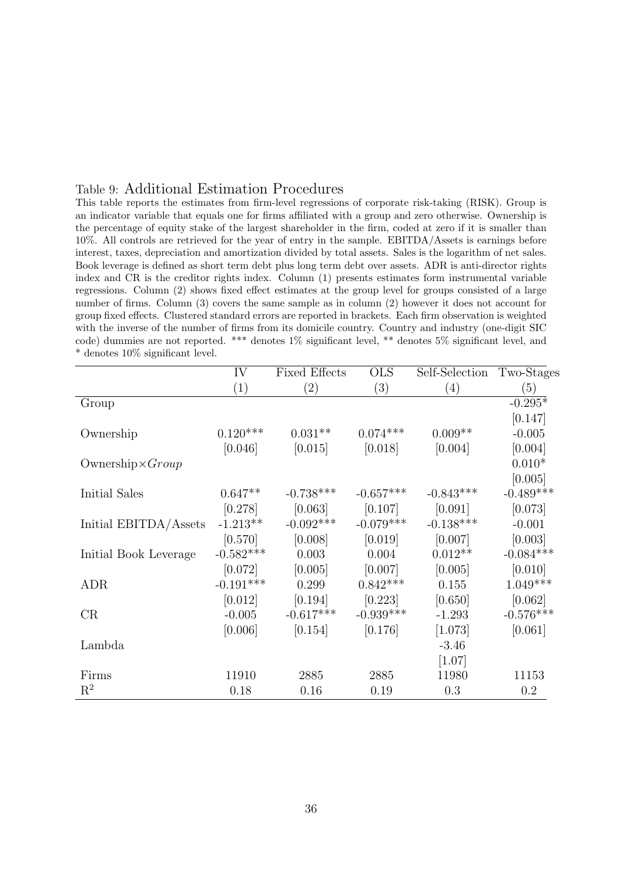Table 9: Additional Estimation Procedures

This table reports the estimates from firm-level regressions of corporate risk-taking (RISK). Group is an indicator variable that equals one for firms affiliated with a group and zero otherwise. Ownership is the percentage of equity stake of the largest shareholder in the firm, coded at zero if it is smaller than 10%. All controls are retrieved for the year of entry in the sample. EBITDA/Assets is earnings before interest, taxes, depreciation and amortization divided by total assets. Sales is the logarithm of net sales. Book leverage is defined as short term debt plus long term debt over assets. ADR is anti-director rights index and CR is the creditor rights index. Column (1) presents estimates form instrumental variable regressions. Column (2) shows fixed effect estimates at the group level for groups consisted of a large number of firms. Column (3) covers the same sample as in column (2) however it does not account for group fixed effects. Clustered standard errors are reported in brackets. Each firm observation is weighted with the inverse of the number of firms from its domicile country. Country and industry (one-digit SIC code) dummies are not reported. *** denotes 1% significant level, ** denotes 5% significant level, and * denotes 10% significant level.

| | IV | Fixed Effects | OLS | Self-Selection | Two-Stages |
|---|---|---|---|---|---|
| | (1) | (2) | (3) | (4) | (5) |
| Group | | | | | -0.295* |
| | | | | | [0.147] |
| Ownership | 0.120*** | 0.031** | 0.074*** | 0.009** | -0.005 |
| | [0.046] | [0.015] | [0.018] | [0.004] | [0.004] |
| Ownership×*Group* | | | | | 0.010* |
| | | | | | [0.005] |
| Initial Sales | 0.647** | -0.738*** | -0.657*** | -0.843*** | -0.489*** |
| | [0.278] | [0.063] | [0.107] | [0.091] | [0.073] |
| Initial EBITDA/Assets | -1.213** | -0.092*** | -0.079*** | -0.138*** | -0.001 |
| | [0.570] | [0.008] | [0.019] | [0.007] | [0.003] |
| Initial Book Leverage | -0.582*** | 0.003 | 0.004 | 0.012** | -0.084*** |
| | [0.072] | [0.005] | [0.007] | [0.005] | [0.010] |
| ADR | -0.191*** | 0.299 | 0.842*** | 0.155 | 1.049*** |
| | [0.012] | [0.194] | [0.223] | [0.650] | [0.062] |
| CR | -0.005 | -0.617*** | -0.939*** | -1.293 | -0.576*** |
| | [0.006] | [0.154] | [0.176] | [1.073] | [0.061] |
| Lambda | | | | -3.46 | |
| | | | | [1.07] | |
| Firms | 11910 | 2885 | 2885 | 11980 | 11153 |
| $R^2$ | 0.18 | 0.16 | 0.19 | 0.3 | 0.2 |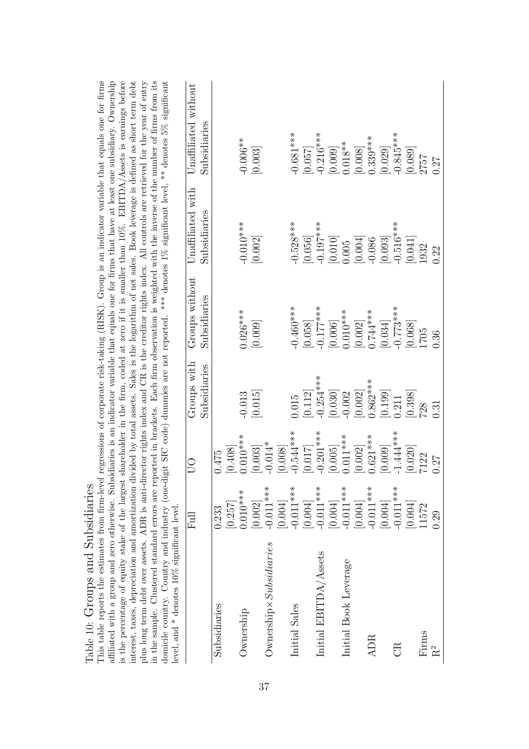Table 10: Groups and Subsidiaries

This table reports the estimates from firm-level regressions of corporate risk-taking (RISK). Group is an indicator variable that equals one for firms affiliated with a group and zero otherwise. Subsidiaries is an indicator variable that equals one for firms that have at least one subsidiary. Ownership is the percentage of equity stake of the largest shareholder in the firm, coded at zero if it is smaller than 10%. EBITDA/Assets is earnings before interest, taxes, depreciation and amortization divided by total assets. Sales is the logarithm of net sales. Book leverage is defined as short term debt plus long term debt over assets. ADR is anti-director rights index and CR is the creditor rights index. All controls are retrieved for the year of entry in the sample. Clustered standard errors are reported in brackets. Each firm observation is weighted with the inverse of the number of firms from its domicile country. Country and industry (one-digit SIC code) dummies are not reported. *** denotes 1% significant level, ** denotes 5% significant level, and * denotes 10% significant level.

| | Full | UO | Groups with Subsidiaries | Groups without Subsidiaries | Unaffiliated with Subsidiaries | Unaffiliated without Subsidiaries |
|---|---|---|---|---|---|---|
| Subsidiaries | 0.233 | 0.475 | | | | |
| | [0.257] | [0.408] | | | | |
| Ownership | 0.010*** | 0.010*** | -0.013 | 0.026*** | -0.010*** | -0.006** |
| | [0.002] | [0.003] | [0.015] | [0.009] | [0.002] | [0.003] |
| Ownership×*Subsidiaries* | -0.011*** | -0.014* | | | | |
| | [0.004] | [0.008] | | | | |
| Initial Sales | -0.011*** | -0.544*** | 0.015 | -0.460*** | -0.528*** | -0.681*** |
| | [0.004] | [0.017] | [0.112] | [0.058] | [0.056] | [0.057] |
| Initial EBITDA/Assets | -0.011*** | -0.201*** | -0.254*** | -0.177*** | -0.197*** | -0.216*** |
| | [0.004] | [0.005] | [0.030] | [0.006] | [0.010] | [0.009] |
| Initial Book Leverage | -0.011*** | 0.011*** | -0.002 | 0.010*** | 0.005 | 0.018** |
| | [0.004] | [0.002] | [0.002] | [0.002] | [0.004] | [0.008] |
| ADR | -0.011*** | 0.621*** | 0.862*** | 0.744*** | -0.086 | 0.339*** |
| | [0.004] | [0.009] | [0.199] | [0.034] | [0.093] | [0.029] |
| CR | -0.011*** | -1.444*** | 0.211 | -0.773*** | -0.516*** | -0.845*** |
| | [0.004] | [0.020] | [0.398] | [0.068] | [0.041] | [0.089] |
| Firms | 11572 | 7122 | 728 | 1705 | 1932 | 2757 |
| $R^2$ | 0.29 | 0.27 | 0.31 | 0.36 | 0.22 | 0.27 |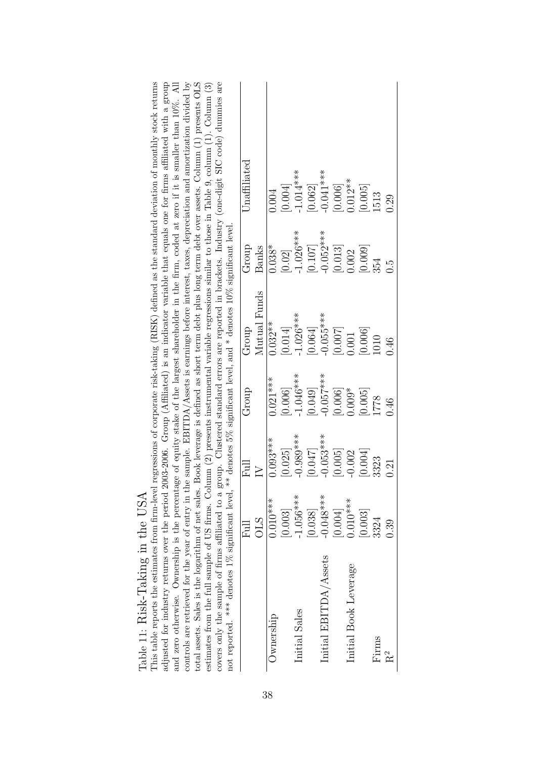Table 11: Risk-Taking in the USA

This table reports the estimates from firm-level regressions of corporate risk-taking (RISK) defined as the standard deviation of monthly stock returns adjusted for industry returns over the period 2003-2006. Group (Affiliated) is an indicator variable that equals one for firms affiliated with a group and zero otherwise. Ownership is the percentage of equity stake of the largest shareholder in the firm, coded at zero if it is smaller than 10%. All controls are retrieved for the year of entry in the sample. EBITDA/Assets is earnings before interest, taxes, depreciation and amortization divided by total assets. Sales is the logarithm of net sales. Book leverage is defined as short term debt plus long term debt over assets. Column (1) presents OLS estimates from the full sample of US firms. Column (2) presents instrumental variable regressions similar to those in Table 9, column (1). Column (3) covers only the sample of firms affiliated to a group. Clustered standard errors are reported in brackets. Industry (one-digit SIC code) dummies are not reported. *** denotes 1% significant level, ** denotes 5% significant level, and * denotes 10% significant level.

| | Full OLS | Full IV | Group | Group Mutual Funds | Group Banks | Unaffiliated |
|---|---|---|---|---|---|---|
| Ownership | 0.010*** | 0.093*** | 0.021*** | 0.032** | 0.038* | 0.004 |
| | [0.003] | [0.025] | [0.006] | [0.014] | [0.02] | [0.004] |
| Initial Sales | -1.056*** | -0.989*** | -1.046*** | -1.026*** | -1.026*** | -1.014*** |
| | [0.038] | [0.047] | [0.049] | [0.064] | [0.107] | [0.062] |
| Initial EBITDA/Assets | -0.048*** | -0.053*** | -0.057*** | -0.055*** | -0.052*** | -0.041*** |
| | [0.004] | [0.005] | [0.006] | [0.007] | [0.013] | [0.006] |
| Initial Book Leverage | 0.010*** | -0.002 | 0.009* | 0.001 | 0.002 | 0.012** |
| | [0.003] | [0.004] | [0.005] | [0.006] | [0.009] | [0.005] |
| Firms | 3324 | 3323 | 1778 | 1010 | 354 | 1513 |
| $R^2$ | 0.39 | 0.21 | 0.46 | 0.46 | 0.5 | 0.29 |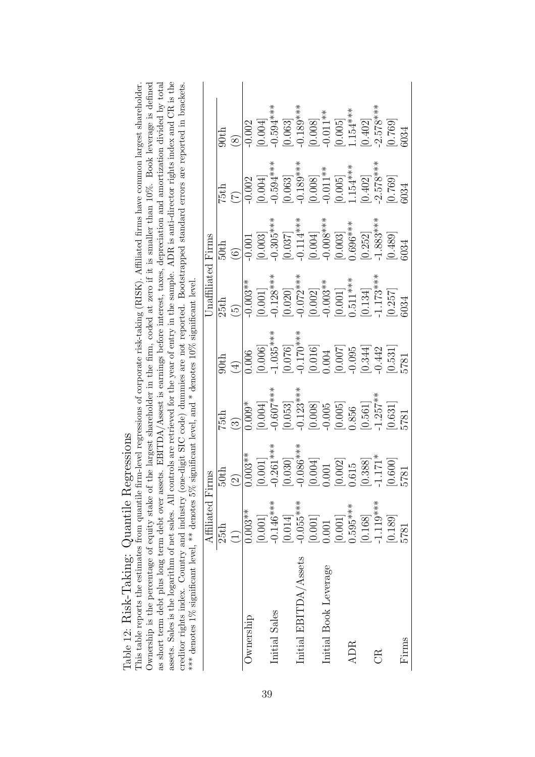Table 12: Risk-Taking: Quantile Regressions

This table reports the estimates from quantile firm-level regressions of corporate risk-taking (RISK). Affiliated firms have common largest shareholder. Ownership is the percentage of equity stake of the largest shareholder in the firm, coded at zero if it is smaller than 10%. Book leverage is defined as short term debt plus long term debt over assets. EBITDA/Assest is earnings before interest, taxes, depreciation and amortization divided by total assets. Sales is the logarithm of net sales. All controls are retrieved for the year of entry in the sample. ADR is anti-director rights index and CR is the creditor rights index. Country and industry (one-digit SIC code) dummies are not reported. Bootstrapped standard errors are reported in brackets. *** denotes 1% significant level, ** denotes 5% significant level, and * denotes 10% significant level.

| | Affiliated Firms | | | | Unaffiliated Firms | | | |
|---|---|---|---|---|---|---|---|---|
| | 25th | 50th | 75th | 90th | 25th | 50th | 75th | 90th |
| | (1) | (2) | (3) | (4) | (5) | (6) | (7) | (8) |
| Ownership | 0.003** | 0.003** | 0.009* | 0.006 | -0.003** | -0.001 | -0.002 | -0.002 |
| | [0.001] | [0.001] | [0.004] | [0.006] | [0.001] | [0.003] | [0.004] | [0.004] |
| Initial Sales | -0.146*** | -0.261*** | -0.607*** | -1.035*** | -0.128*** | -0.305*** | -0.594*** | -0.594*** |
| | [0.014] | [0.030] | [0.053] | [0.076] | [0.020] | [0.037] | [0.063] | [0.063] |
| Initial EBITDA/Assets | -0.055*** | -0.086*** | -0.123*** | -0.170*** | -0.072*** | -0.114*** | -0.189*** | -0.189*** |
| | [0.001] | [0.004] | [0.008] | [0.016] | [0.002] | [0.004] | [0.008] | [0.008] |
| Initial Book Leverage | 0.001 | 0.001 | -0.005 | 0.004 | -0.003** | -0.008*** | -0.011** | -0.011** |
| | [0.001] | [0.002] | [0.005] | [0.007] | [0.001] | [0.003] | [0.005] | [0.005] |
| ADR | 0.595*** | 0.615 | 0.856 | -0.095 | 0.511*** | 0.696*** | 1.154*** | 1.154*** |
| | [0.168] | [0.388] | [0.561] | [0.344] | [0.134] | [0.252] | [0.402] | [0.402] |
| CR | -1.119*** | -1.171* | -1.257** | -0.442 | -1.173*** | -1.883*** | -2.578*** | -2.578*** |
| | [0.189] | [0.600] | [0.631] | [0.531] | [0.257] | [0.489] | [0.769] | [0.769] |
| Firms | 5781 | 5781 | 5781 | 5781 | 6034 | 6034 | 6034 | 6034 |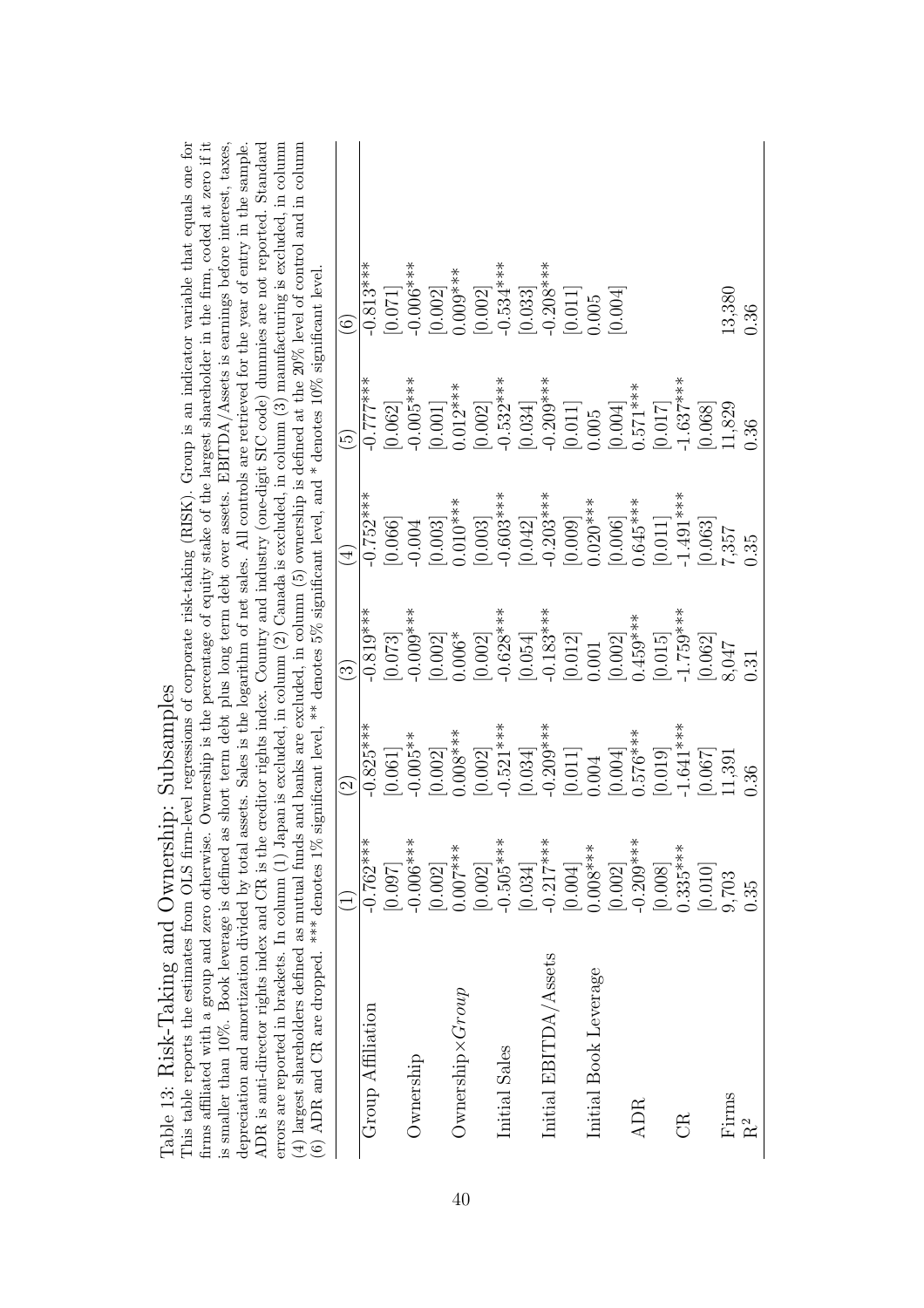Table 13: Risk-Taking and Ownership: Subsamples

This table reports the estimates from OLS firm-level regressions of corporate risk-taking (RISK). Group is an indicator variable that equals one for firms affiliated with a group and zero otherwise. Ownership is the percentage of equity stake of the largest shareholder in the firm, coded at zero if it is smaller than 10%. Book leverage is defined as short term debt plus long term debt over assets. EBITDA/Assets is earnings before interest, taxes, depreciation and amortization divided by total assets. Sales is the logarithm of net sales. All controls are retrieved for the year of entry in the sample. ADR is anti-director rights index and CR is the creditor rights index. Country and industry (one-digit SIC code) dummies are not reported. Standard errors are reported in brackets. In column (1) Japan is excluded, in column (2) Canada is excluded, in column (3) manufacturing is excluded, in column (4) largest shareholders defined as mutual funds and banks are excluded, in column (5) ownership is defined at the 20% level of control and in column (6) ADR and CR are dropped. *** denotes 1% significant level, ** denotes 5% significant level, and * denotes 10% significant level.

| | (1) | (2) | (3) | (4) | (5) | (6) |
|---|---|---|---|---|---|---|
| Group Affiliation | -0.762*** | -0.825*** | -0.819*** | -0.752*** | -0.777*** | -0.813*** |
| | [0.097] | [0.061] | [0.073] | [0.066] | [0.062] | [0.071] |
| Ownership | -0.006*** | -0.005** | -0.009*** | -0.004 | -0.005*** | -0.006*** |
| | [0.002] | [0.002] | [0.002] | [0.003] | [0.001] | [0.002] |
| Ownership×*Group* | 0.007*** | 0.008*** | 0.006* | 0.010*** | 0.012*** | 0.009*** |
| | [0.002] | [0.002] | [0.002] | [0.003] | [0.002] | [0.002] |
| Initial Sales | -0.505*** | -0.521*** | -0.628*** | -0.603*** | -0.532*** | -0.534*** |
| | [0.034] | [0.034] | [0.054] | [0.042] | [0.034] | [0.033] |
| Initial EBITDA/Assets | -0.217*** | -0.209*** | -0.183*** | -0.203*** | -0.209*** | -0.208*** |
| | [0.004] | [0.011] | [0.012] | [0.009] | [0.011] | [0.011] |
| Initial Book Leverage | 0.008*** | 0.004 | 0.001 | 0.020*** | 0.005 | 0.005 |
| | [0.002] | [0.004] | [0.002] | [0.006] | [0.004] | [0.004] |
| ADR | -0.209*** | 0.576*** | 0.459*** | 0.645*** | 0.571*** | |
| | [0.008] | [0.019] | [0.015] | [0.011] | [0.017] | |
| CR | 0.335*** | -1.641*** | -1.759*** | -1.491*** | -1.637*** | |
| | [0.010] | [0.067] | [0.062] | [0.063] | [0.068] | |
| Firms | 9,703 | 11,391 | 8,047 | 7,357 | 11,829 | 13,380 |
| $R^2$ | 0.35 | 0.36 | 0.31 | 0.35 | 0.36 | 0.36 |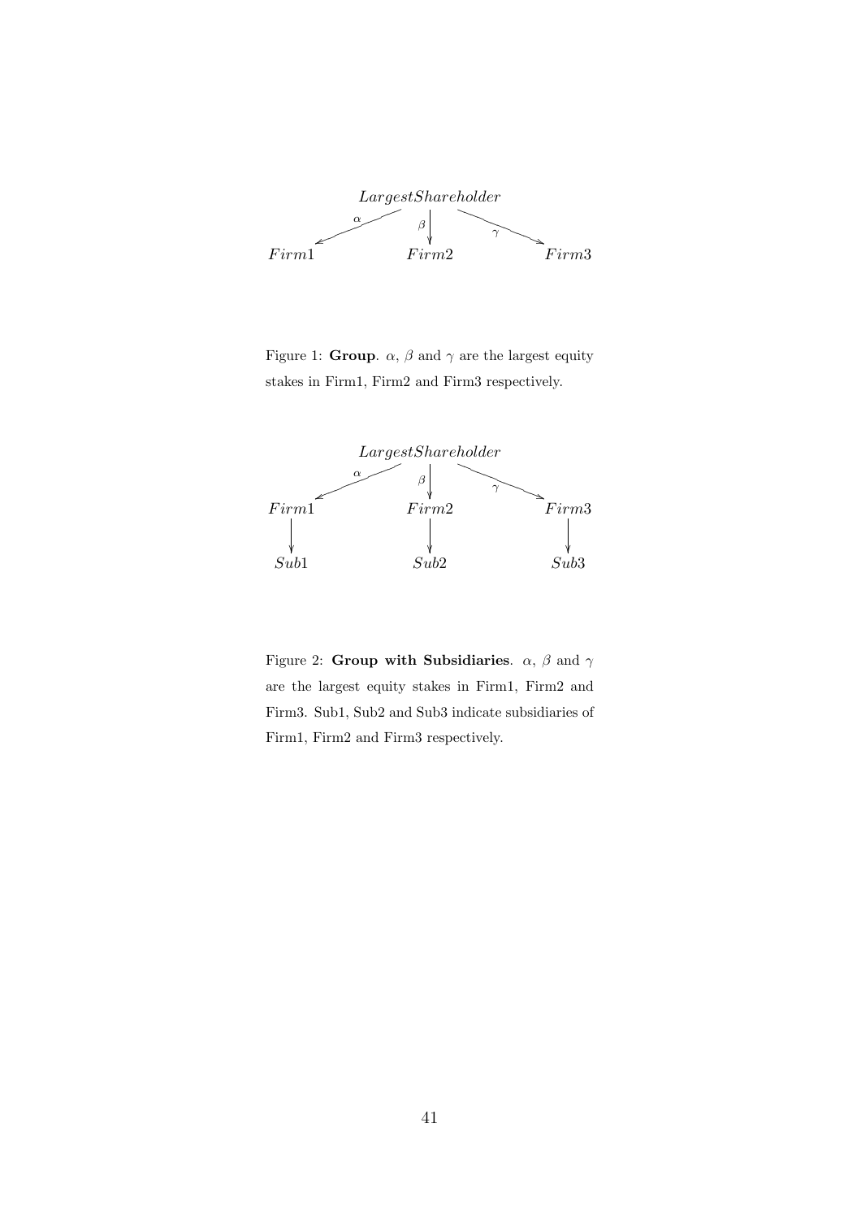$LargestShareholder$

$\alpha$

$\beta$

$\gamma$

$Firm1$

$Firm2$

$Firm3$

Figure 1: **Group**. $\alpha$, $\beta$ and $\gamma$ are the largest equity stakes in Firm1, Firm2 and Firm3 respectively.

$LargestShareholder$

$\alpha$

$\beta$

$\gamma$

$Firm1$

$Firm2$

$Firm3$

$Sub1$

$Sub2$

$Sub3$

Figure 2: **Group with Subsidiaries**. $\alpha$, $\beta$ and $\gamma$ are the largest equity stakes in Firm1, Firm2 and Firm3. Sub1, Sub2 and Sub3 indicate subsidiaries of Firm1, Firm2 and Firm3 respectively.